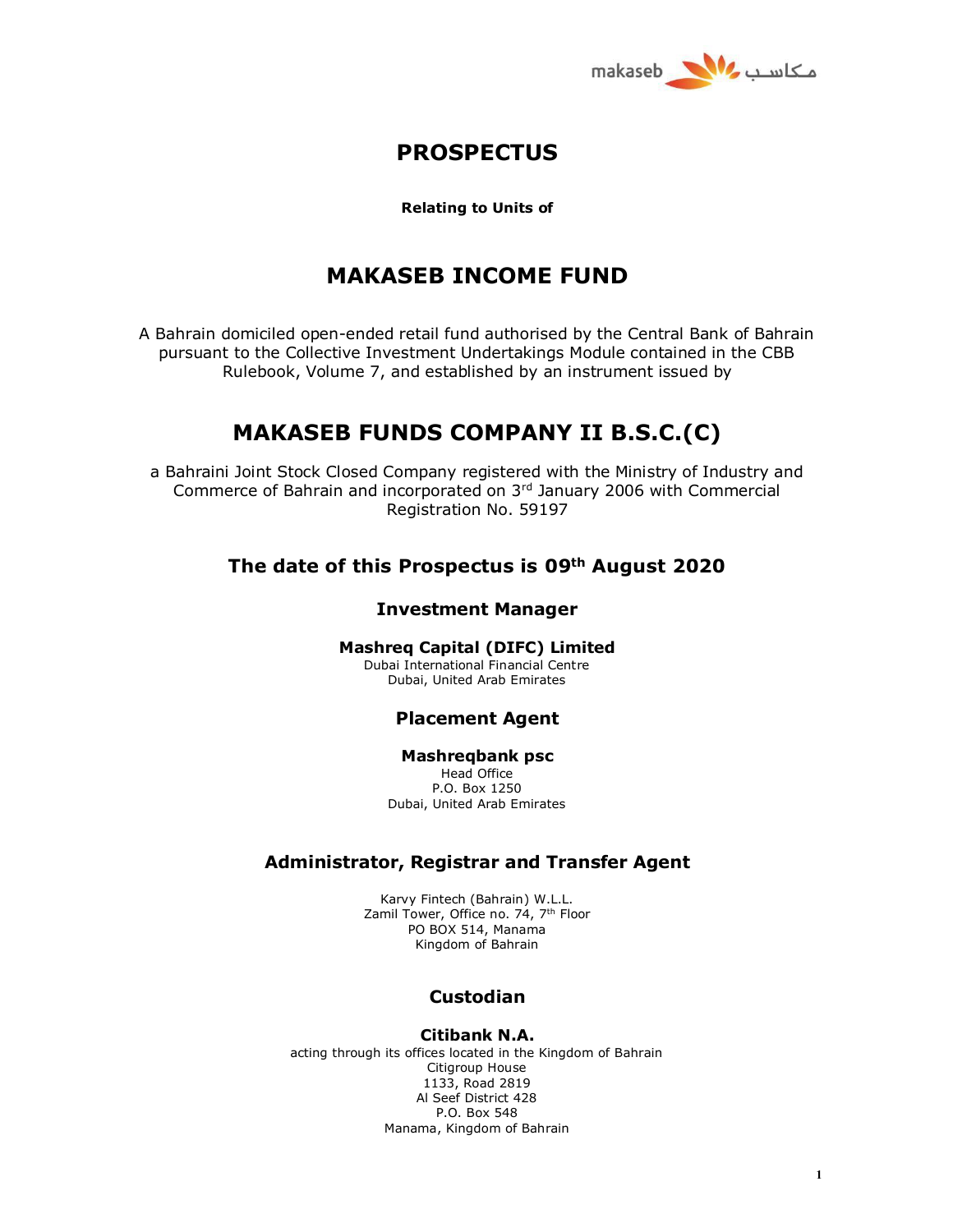# PROSPECTUS

**Relating to Units of**

# MAKASEB INCOME FUND

A Bahrain domiciled open-ended retail fund authorised by the Central Bank of Bahrain pursuant to the Collective Investment Undertakings Module contained in the CBB Rulebook, Volume 7, and established by an instrument issued by

# MAKASEB FUNDS COMPANY II B.S.C.(C)

a Bahraini Joint Stock Closed Company registered with the Ministry of Industry and Commerce of Bahrain and incorporated on 3rd January 2006 with Commercial Registration No. 59197

## The date of this Prospectus is 09th August 2020

### Investment Manager

**Mashreq Capital (DIFC) Limited**
Dubai International Financial Centre
Dubai, United Arab Emirates

### Placement Agent

**Mashreqbank psc**
Head Office
P.O. Box 1250
Dubai, United Arab Emirates

### Administrator, Registrar and Transfer Agent

Karvy Fintech (Bahrain) W.L.L.
Zamil Tower, Office no. 74, 7th Floor
PO BOX 514, Manama
Kingdom of Bahrain

### Custodian

**Citibank N.A.**
acting through its offices located in the Kingdom of Bahrain
Citigroup House
1133, Road 2819
Al Seef District 428
P.O. Box 548
Manama, Kingdom of Bahrain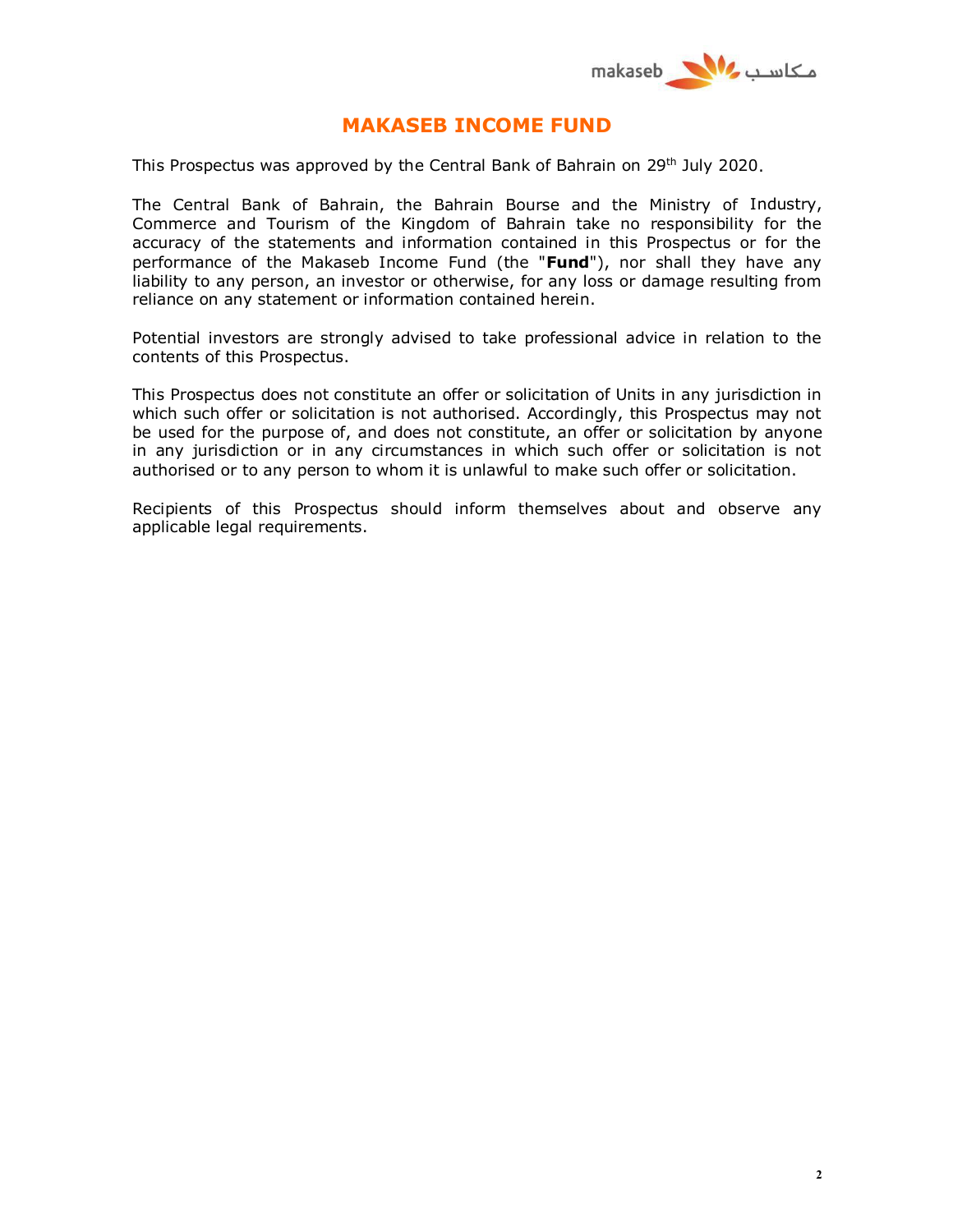# MAKASEB INCOME FUND

This Prospectus was approved by the Central Bank of Bahrain on 29th July 2020.

The Central Bank of Bahrain, the Bahrain Bourse and the Ministry of Industry, Commerce and Tourism of the Kingdom of Bahrain take no responsibility for the accuracy of the statements and information contained in this Prospectus or for the performance of the Makaseb Income Fund (the "**Fund**"), nor shall they have any liability to any person, an investor or otherwise, for any loss or damage resulting from reliance on any statement or information contained herein.

Potential investors are strongly advised to take professional advice in relation to the contents of this Prospectus.

This Prospectus does not constitute an offer or solicitation of Units in any jurisdiction in which such offer or solicitation is not authorised. Accordingly, this Prospectus may not be used for the purpose of, and does not constitute, an offer or solicitation by anyone in any jurisdiction or in any circumstances in which such offer or solicitation is not authorised or to any person to whom it is unlawful to make such offer or solicitation.

Recipients of this Prospectus should inform themselves about and observe any applicable legal requirements.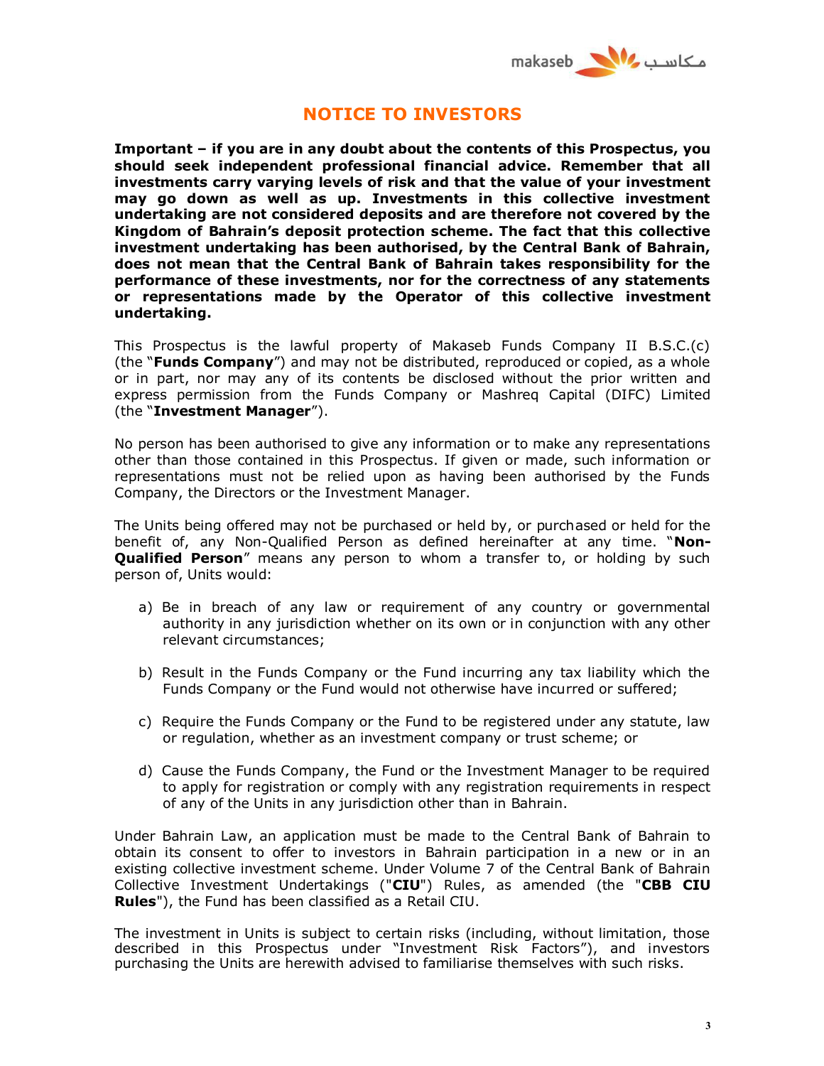# NOTICE TO INVESTORS

**Important – if you are in any doubt about the contents of this Prospectus, you should seek independent professional financial advice. Remember that all investments carry varying levels of risk and that the value of your investment may go down as well as up. Investments in this collective investment undertaking are not considered deposits and are therefore not covered by the Kingdom of Bahrain's deposit protection scheme. The fact that this collective investment undertaking has been authorised, by the Central Bank of Bahrain, does not mean that the Central Bank of Bahrain takes responsibility for the performance of these investments, nor for the correctness of any statements or representations made by the Operator of this collective investment undertaking.**

This Prospectus is the lawful property of Makaseb Funds Company II B.S.C.(c) (the "**Funds Company**") and may not be distributed, reproduced or copied, as a whole or in part, nor may any of its contents be disclosed without the prior written and express permission from the Funds Company or Mashreq Capital (DIFC) Limited (the "**Investment Manager**").

No person has been authorised to give any information or to make any representations other than those contained in this Prospectus. If given or made, such information or representations must not be relied upon as having been authorised by the Funds Company, the Directors or the Investment Manager.

The Units being offered may not be purchased or held by, or purchased or held for the benefit of, any Non-Qualified Person as defined hereinafter at any time. "**Non-Qualified Person**" means any person to whom a transfer to, or holding by such person of, Units would:

a) Be in breach of any law or requirement of any country or governmental authority in any jurisdiction whether on its own or in conjunction with any other relevant circumstances;

b) Result in the Funds Company or the Fund incurring any tax liability which the Funds Company or the Fund would not otherwise have incurred or suffered;

c) Require the Funds Company or the Fund to be registered under any statute, law or regulation, whether as an investment company or trust scheme; or

d) Cause the Funds Company, the Fund or the Investment Manager to be required to apply for registration or comply with any registration requirements in respect of any of the Units in any jurisdiction other than in Bahrain.

Under Bahrain Law, an application must be made to the Central Bank of Bahrain to obtain its consent to offer to investors in Bahrain participation in a new or in an existing collective investment scheme. Under Volume 7 of the Central Bank of Bahrain Collective Investment Undertakings ("**CIU**") Rules, as amended (the "**CBB CIU Rules**"), the Fund has been classified as a Retail CIU.

The investment in Units is subject to certain risks (including, without limitation, those described in this Prospectus under "Investment Risk Factors"), and investors purchasing the Units are herewith advised to familiarise themselves with such risks.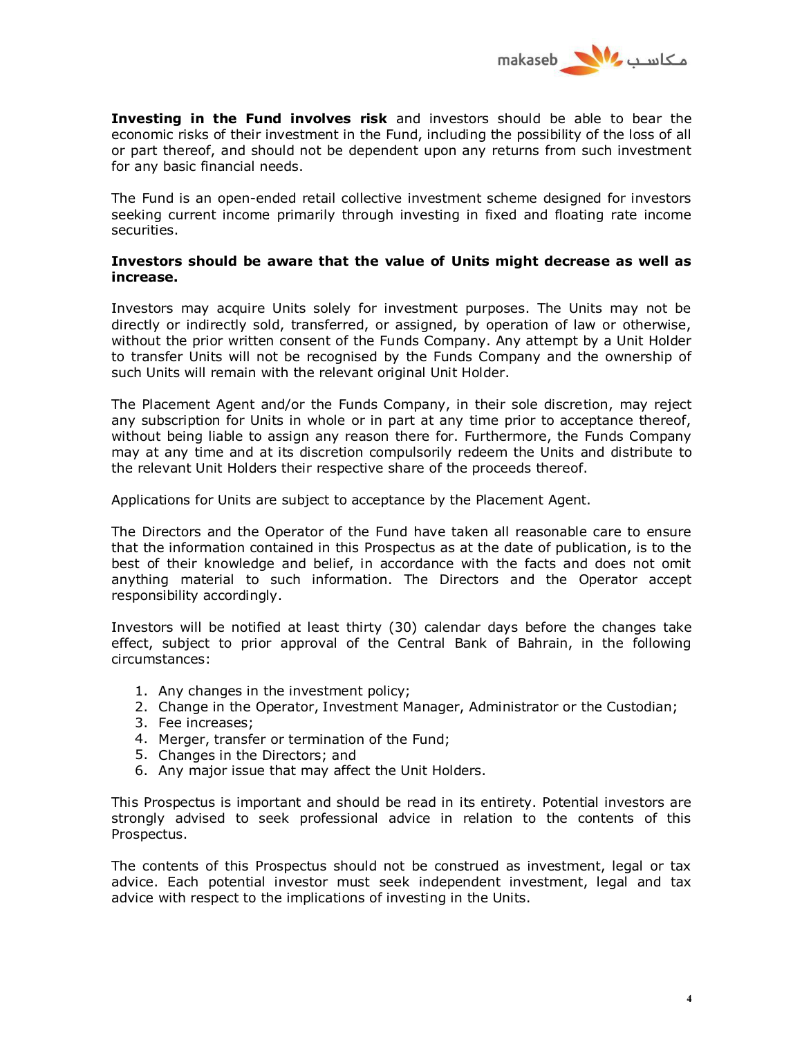**Investing in the Fund involves risk** and investors should be able to bear the economic risks of their investment in the Fund, including the possibility of the loss of all or part thereof, and should not be dependent upon any returns from such investment for any basic financial needs.

The Fund is an open-ended retail collective investment scheme designed for investors seeking current income primarily through investing in fixed and floating rate income securities.

**Investors should be aware that the value of Units might decrease as well as increase.**

Investors may acquire Units solely for investment purposes. The Units may not be directly or indirectly sold, transferred, or assigned, by operation of law or otherwise, without the prior written consent of the Funds Company. Any attempt by a Unit Holder to transfer Units will not be recognised by the Funds Company and the ownership of such Units will remain with the relevant original Unit Holder.

The Placement Agent and/or the Funds Company, in their sole discretion, may reject any subscription for Units in whole or in part at any time prior to acceptance thereof, without being liable to assign any reason there for. Furthermore, the Funds Company may at any time and at its discretion compulsorily redeem the Units and distribute to the relevant Unit Holders their respective share of the proceeds thereof.

Applications for Units are subject to acceptance by the Placement Agent.

The Directors and the Operator of the Fund have taken all reasonable care to ensure that the information contained in this Prospectus as at the date of publication, is to the best of their knowledge and belief, in accordance with the facts and does not omit anything material to such information. The Directors and the Operator accept responsibility accordingly.

Investors will be notified at least thirty (30) calendar days before the changes take effect, subject to prior approval of the Central Bank of Bahrain, in the following circumstances:

1. Any changes in the investment policy;
2. Change in the Operator, Investment Manager, Administrator or the Custodian;
3. Fee increases;
4. Merger, transfer or termination of the Fund;
5. Changes in the Directors; and
6. Any major issue that may affect the Unit Holders.

This Prospectus is important and should be read in its entirety. Potential investors are strongly advised to seek professional advice in relation to the contents of this Prospectus.

The contents of this Prospectus should not be construed as investment, legal or tax advice. Each potential investor must seek independent investment, legal and tax advice with respect to the implications of investing in the Units.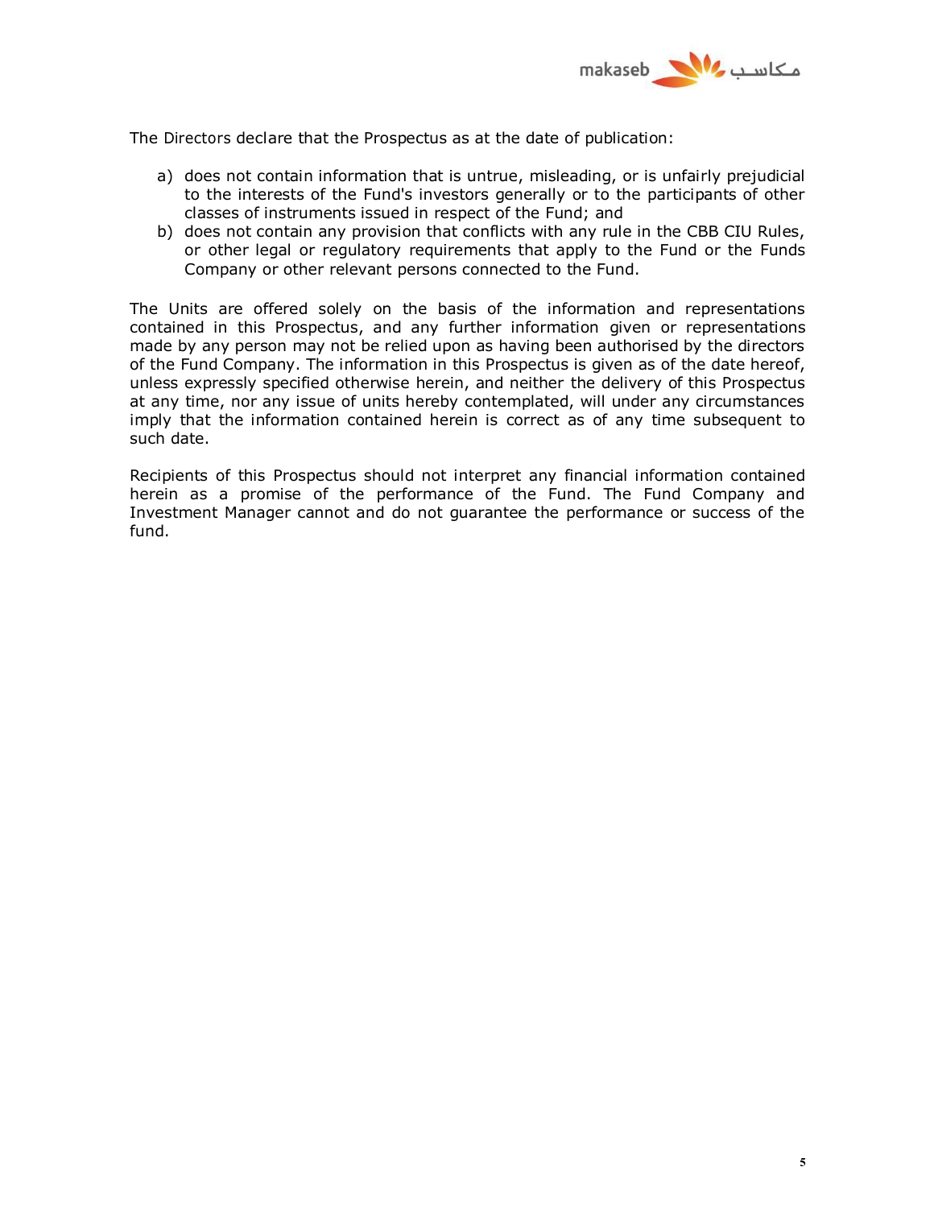The Directors declare that the Prospectus as at the date of publication:

a) does not contain information that is untrue, misleading, or is unfairly prejudicial to the interests of the Fund's investors generally or to the participants of other classes of instruments issued in respect of the Fund; and
b) does not contain any provision that conflicts with any rule in the CBB CIU Rules, or other legal or regulatory requirements that apply to the Fund or the Funds Company or other relevant persons connected to the Fund.

The Units are offered solely on the basis of the information and representations contained in this Prospectus, and any further information given or representations made by any person may not be relied upon as having been authorised by the directors of the Fund Company. The information in this Prospectus is given as of the date hereof, unless expressly specified otherwise herein, and neither the delivery of this Prospectus at any time, nor any issue of units hereby contemplated, will under any circumstances imply that the information contained herein is correct as of any time subsequent to such date.

Recipients of this Prospectus should not interpret any financial information contained herein as a promise of the performance of the Fund. The Fund Company and Investment Manager cannot and do not guarantee the performance or success of the fund.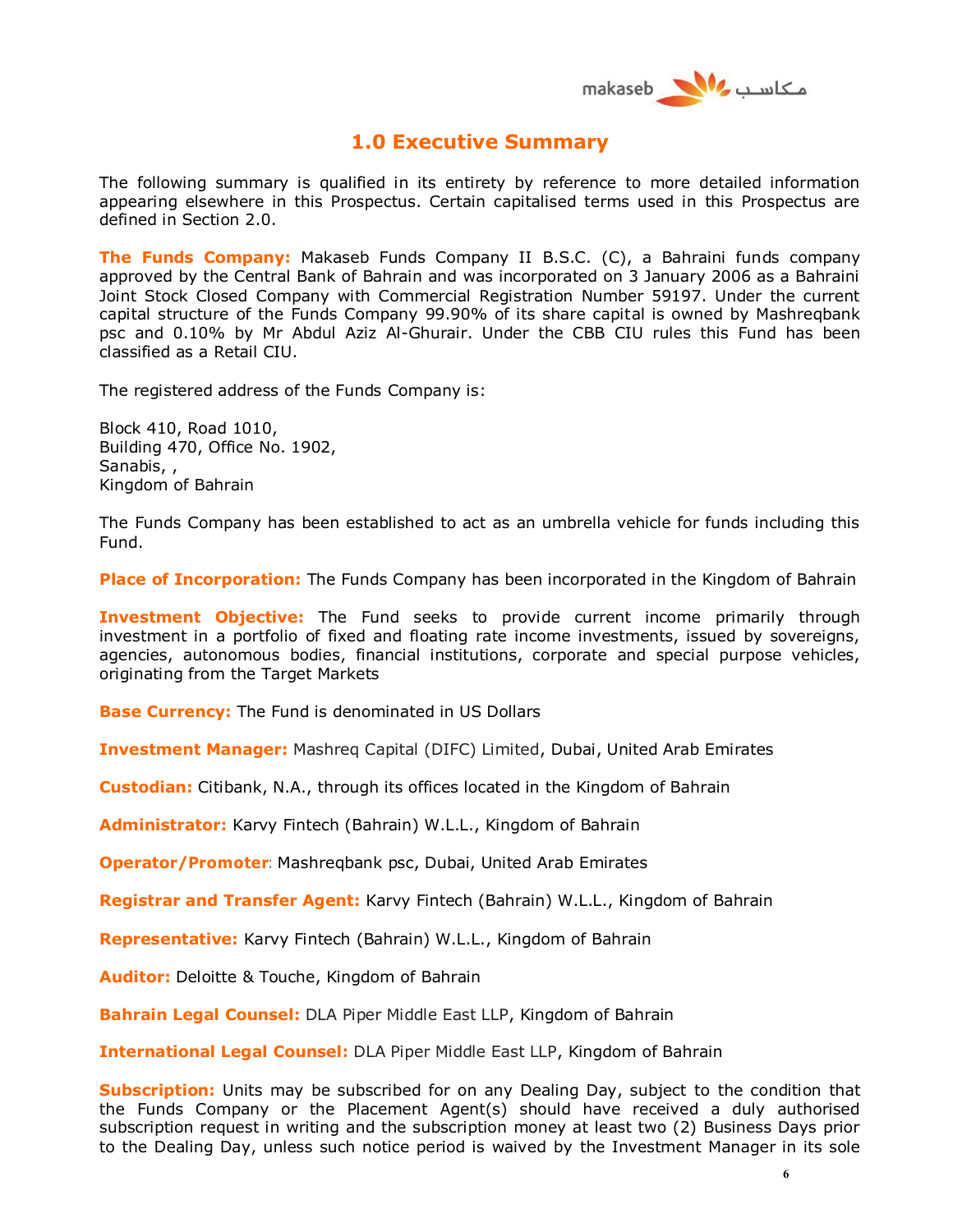# 1.0 Executive Summary

The following summary is qualified in its entirety by reference to more detailed information appearing elsewhere in this Prospectus. Certain capitalised terms used in this Prospectus are defined in Section 2.0.

**The Funds Company:** Makaseb Funds Company II B.S.C. (C), a Bahraini funds company approved by the Central Bank of Bahrain and was incorporated on 3 January 2006 as a Bahraini Joint Stock Closed Company with Commercial Registration Number 59197. Under the current capital structure of the Funds Company 99.90% of its share capital is owned by Mashreqbank psc and 0.10% by Mr Abdul Aziz Al-Ghurair. Under the CBB CIU rules this Fund has been classified as a Retail CIU.

The registered address of the Funds Company is:

Block 410, Road 1010,
Building 470, Office No. 1902,
Sanabis, ,
Kingdom of Bahrain

The Funds Company has been established to act as an umbrella vehicle for funds including this Fund.

**Place of Incorporation:** The Funds Company has been incorporated in the Kingdom of Bahrain

**Investment Objective:** The Fund seeks to provide current income primarily through investment in a portfolio of fixed and floating rate income investments, issued by sovereigns, agencies, autonomous bodies, financial institutions, corporate and special purpose vehicles, originating from the Target Markets

**Base Currency:** The Fund is denominated in US Dollars

**Investment Manager:** Mashreq Capital (DIFC) Limited, Dubai, United Arab Emirates

**Custodian:** Citibank, N.A., through its offices located in the Kingdom of Bahrain

**Administrator:** Karvy Fintech (Bahrain) W.L.L., Kingdom of Bahrain

**Operator/Promoter**: Mashreqbank psc, Dubai, United Arab Emirates

**Registrar and Transfer Agent:** Karvy Fintech (Bahrain) W.L.L., Kingdom of Bahrain

**Representative:** Karvy Fintech (Bahrain) W.L.L., Kingdom of Bahrain

**Auditor:** Deloitte & Touche, Kingdom of Bahrain

**Bahrain Legal Counsel:** DLA Piper Middle East LLP, Kingdom of Bahrain

**International Legal Counsel:** DLA Piper Middle East LLP, Kingdom of Bahrain

**Subscription:** Units may be subscribed for on any Dealing Day, subject to the condition that the Funds Company or the Placement Agent(s) should have received a duly authorised subscription request in writing and the subscription money at least two (2) Business Days prior to the Dealing Day, unless such notice period is waived by the Investment Manager in its sole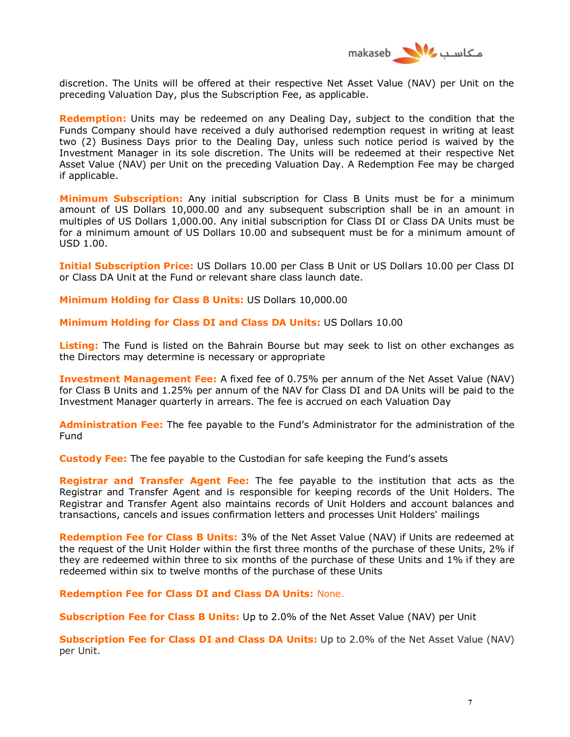discretion. The Units will be offered at their respective Net Asset Value (NAV) per Unit on the preceding Valuation Day, plus the Subscription Fee, as applicable.

**Redemption:** Units may be redeemed on any Dealing Day, subject to the condition that the Funds Company should have received a duly authorised redemption request in writing at least two (2) Business Days prior to the Dealing Day, unless such notice period is waived by the Investment Manager in its sole discretion. The Units will be redeemed at their respective Net Asset Value (NAV) per Unit on the preceding Valuation Day. A Redemption Fee may be charged if applicable.

**Minimum Subscription:** Any initial subscription for Class B Units must be for a minimum amount of US Dollars 10,000.00 and any subsequent subscription shall be in an amount in multiples of US Dollars 1,000.00. Any initial subscription for Class DI or Class DA Units must be for a minimum amount of US Dollars 10.00 and subsequent must be for a minimum amount of USD 1.00.

**Initial Subscription Price:** US Dollars 10.00 per Class B Unit or US Dollars 10.00 per Class DI or Class DA Unit at the Fund or relevant share class launch date.

**Minimum Holding for Class B Units:** US Dollars 10,000.00

**Minimum Holding for Class DI and Class DA Units:** US Dollars 10.00

**Listing:** The Fund is listed on the Bahrain Bourse but may seek to list on other exchanges as the Directors may determine is necessary or appropriate

**Investment Management Fee:** A fixed fee of 0.75% per annum of the Net Asset Value (NAV) for Class B Units and 1.25% per annum of the NAV for Class DI and DA Units will be paid to the Investment Manager quarterly in arrears. The fee is accrued on each Valuation Day

**Administration Fee:** The fee payable to the Fund's Administrator for the administration of the Fund

**Custody Fee:** The fee payable to the Custodian for safe keeping the Fund's assets

**Registrar and Transfer Agent Fee:** The fee payable to the institution that acts as the Registrar and Transfer Agent and is responsible for keeping records of the Unit Holders. The Registrar and Transfer Agent also maintains records of Unit Holders and account balances and transactions, cancels and issues confirmation letters and processes Unit Holders' mailings

**Redemption Fee for Class B Units:** 3% of the Net Asset Value (NAV) if Units are redeemed at the request of the Unit Holder within the first three months of the purchase of these Units, 2% if they are redeemed within three to six months of the purchase of these Units and 1% if they are redeemed within six to twelve months of the purchase of these Units

**Redemption Fee for Class DI and Class DA Units:** None.

**Subscription Fee for Class B Units:** Up to 2.0% of the Net Asset Value (NAV) per Unit

**Subscription Fee for Class DI and Class DA Units:** Up to 2.0% of the Net Asset Value (NAV) per Unit.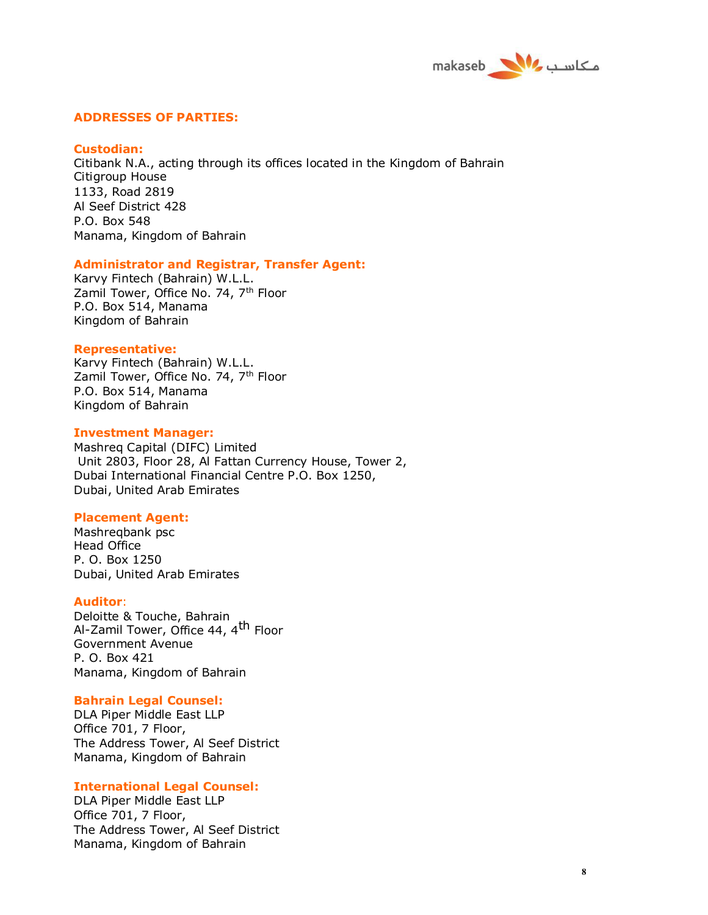## ADDRESSES OF PARTIES:

**Custodian:**
Citibank N.A., acting through its offices located in the Kingdom of Bahrain
Citigroup House
1133, Road 2819
Al Seef District 428
P.O. Box 548
Manama, Kingdom of Bahrain

**Administrator and Registrar, Transfer Agent:**
Karvy Fintech (Bahrain) W.L.L.
Zamil Tower, Office No. 74, 7th Floor
P.O. Box 514, Manama
Kingdom of Bahrain

**Representative:**
Karvy Fintech (Bahrain) W.L.L.
Zamil Tower, Office No. 74, 7th Floor
P.O. Box 514, Manama
Kingdom of Bahrain

**Investment Manager:**
Mashreq Capital (DIFC) Limited
Unit 2803, Floor 28, Al Fattan Currency House, Tower 2,
Dubai International Financial Centre P.O. Box 1250,
Dubai, United Arab Emirates

**Placement Agent:**
Mashreqbank psc
Head Office
P. O. Box 1250
Dubai, United Arab Emirates

**Auditor:**
Deloitte & Touche, Bahrain
Al-Zamil Tower, Office 44, 4th Floor
Government Avenue
P. O. Box 421
Manama, Kingdom of Bahrain

**Bahrain Legal Counsel:**
DLA Piper Middle East LLP
Office 701, 7 Floor,
The Address Tower, Al Seef District
Manama, Kingdom of Bahrain

**International Legal Counsel:**
DLA Piper Middle East LLP
Office 701, 7 Floor,
The Address Tower, Al Seef District
Manama, Kingdom of Bahrain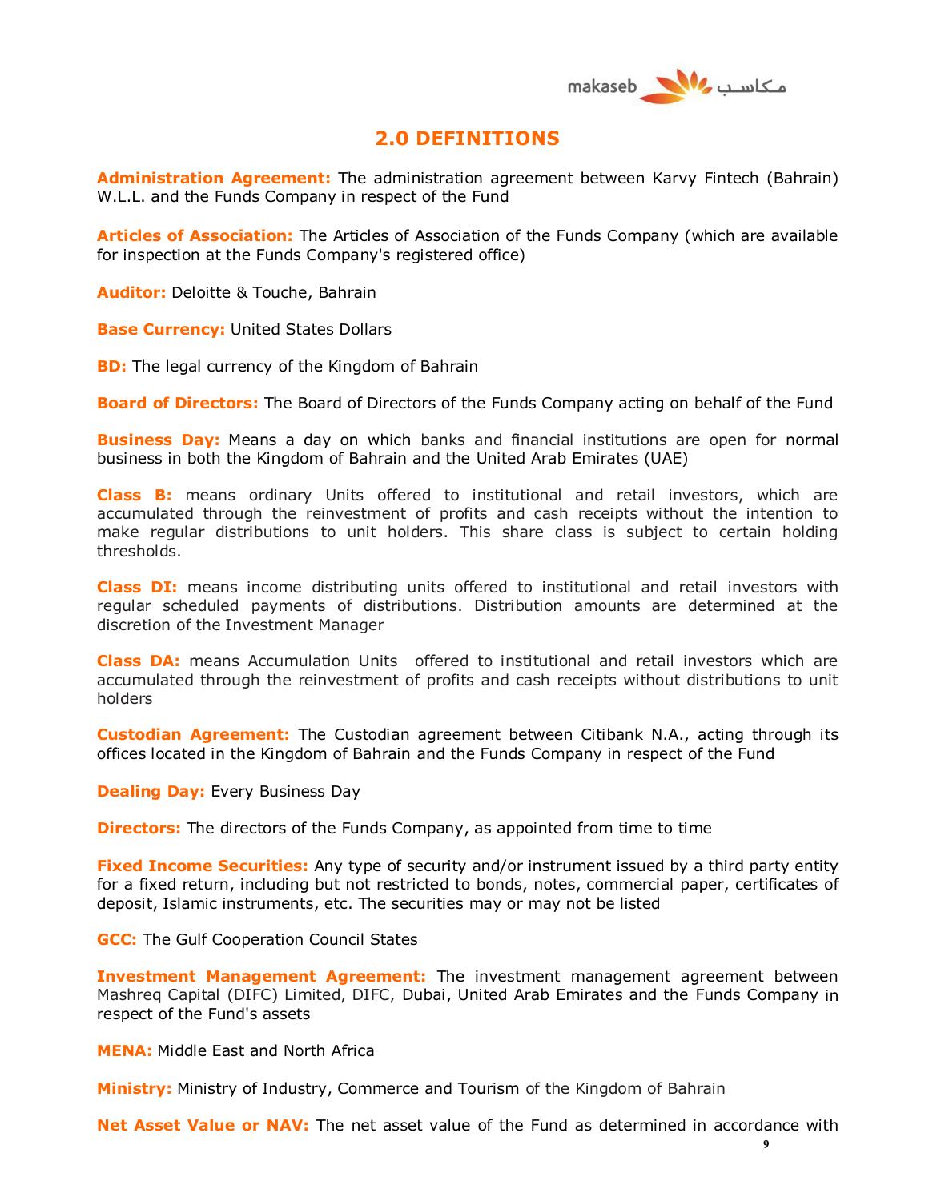## 2.0 DEFINITIONS

**Administration Agreement:** The administration agreement between Karvy Fintech (Bahrain) W.L.L. and the Funds Company in respect of the Fund

**Articles of Association:** The Articles of Association of the Funds Company (which are available for inspection at the Funds Company's registered office)

**Auditor:** Deloitte & Touche, Bahrain

**Base Currency:** United States Dollars

**BD:** The legal currency of the Kingdom of Bahrain

**Board of Directors:** The Board of Directors of the Funds Company acting on behalf of the Fund

**Business Day:** Means a day on which banks and financial institutions are open for normal business in both the Kingdom of Bahrain and the United Arab Emirates (UAE)

**Class B:** means ordinary Units offered to institutional and retail investors, which are accumulated through the reinvestment of profits and cash receipts without the intention to make regular distributions to unit holders. This share class is subject to certain holding thresholds.

**Class DI:** means income distributing units offered to institutional and retail investors with regular scheduled payments of distributions. Distribution amounts are determined at the discretion of the Investment Manager

**Class DA:** means Accumulation Units offered to institutional and retail investors which are accumulated through the reinvestment of profits and cash receipts without distributions to unit holders

**Custodian Agreement:** The Custodian agreement between Citibank N.A., acting through its offices located in the Kingdom of Bahrain and the Funds Company in respect of the Fund

**Dealing Day:** Every Business Day

**Directors:** The directors of the Funds Company, as appointed from time to time

**Fixed Income Securities:** Any type of security and/or instrument issued by a third party entity for a fixed return, including but not restricted to bonds, notes, commercial paper, certificates of deposit, Islamic instruments, etc. The securities may or may not be listed

**GCC:** The Gulf Cooperation Council States

**Investment Management Agreement:** The investment management agreement between Mashreq Capital (DIFC) Limited, DIFC, Dubai, United Arab Emirates and the Funds Company in respect of the Fund's assets

**MENA:** Middle East and North Africa

**Ministry:** Ministry of Industry, Commerce and Tourism of the Kingdom of Bahrain

**Net Asset Value or NAV:** The net asset value of the Fund as determined in accordance with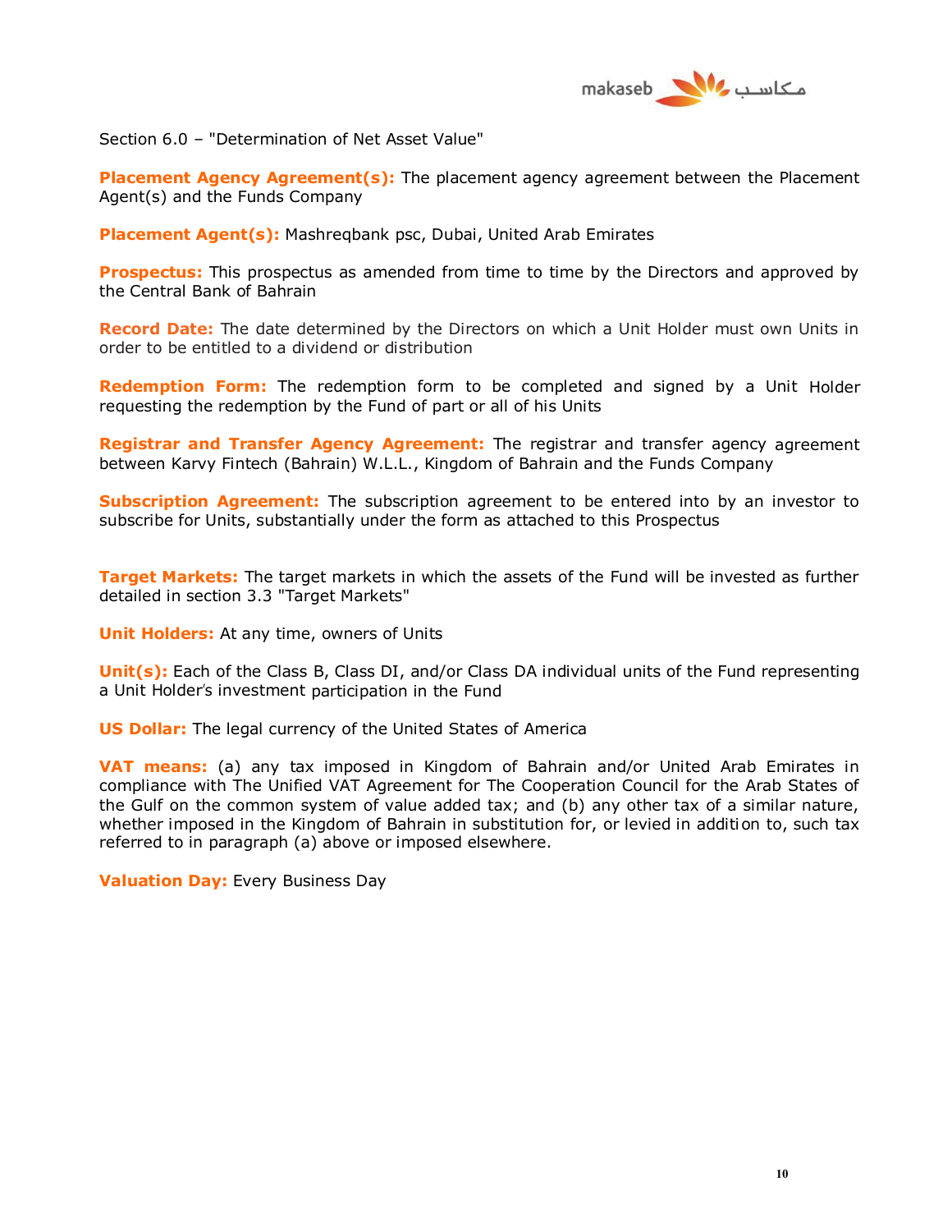Section 6.0 – "Determination of Net Asset Value"

**Placement Agency Agreement(s):** The placement agency agreement between the Placement Agent(s) and the Funds Company

**Placement Agent(s):** Mashreqbank psc, Dubai, United Arab Emirates

**Prospectus:** This prospectus as amended from time to time by the Directors and approved by the Central Bank of Bahrain

**Record Date:** The date determined by the Directors on which a Unit Holder must own Units in order to be entitled to a dividend or distribution

**Redemption Form:** The redemption form to be completed and signed by a Unit Holder requesting the redemption by the Fund of part or all of his Units

**Registrar and Transfer Agency Agreement:** The registrar and transfer agency agreement between Karvy Fintech (Bahrain) W.L.L., Kingdom of Bahrain and the Funds Company

**Subscription Agreement:** The subscription agreement to be entered into by an investor to subscribe for Units, substantially under the form as attached to this Prospectus

**Target Markets:** The target markets in which the assets of the Fund will be invested as further detailed in section 3.3 "Target Markets"

**Unit Holders:** At any time, owners of Units

**Unit(s):** Each of the Class B, Class DI, and/or Class DA individual units of the Fund representing a Unit Holder's investment participation in the Fund

**US Dollar:** The legal currency of the United States of America

**VAT means:** (a) any tax imposed in Kingdom of Bahrain and/or United Arab Emirates in compliance with The Unified VAT Agreement for The Cooperation Council for the Arab States of the Gulf on the common system of value added tax; and (b) any other tax of a similar nature, whether imposed in the Kingdom of Bahrain in substitution for, or levied in addition to, such tax referred to in paragraph (a) above or imposed elsewhere.

**Valuation Day:** Every Business Day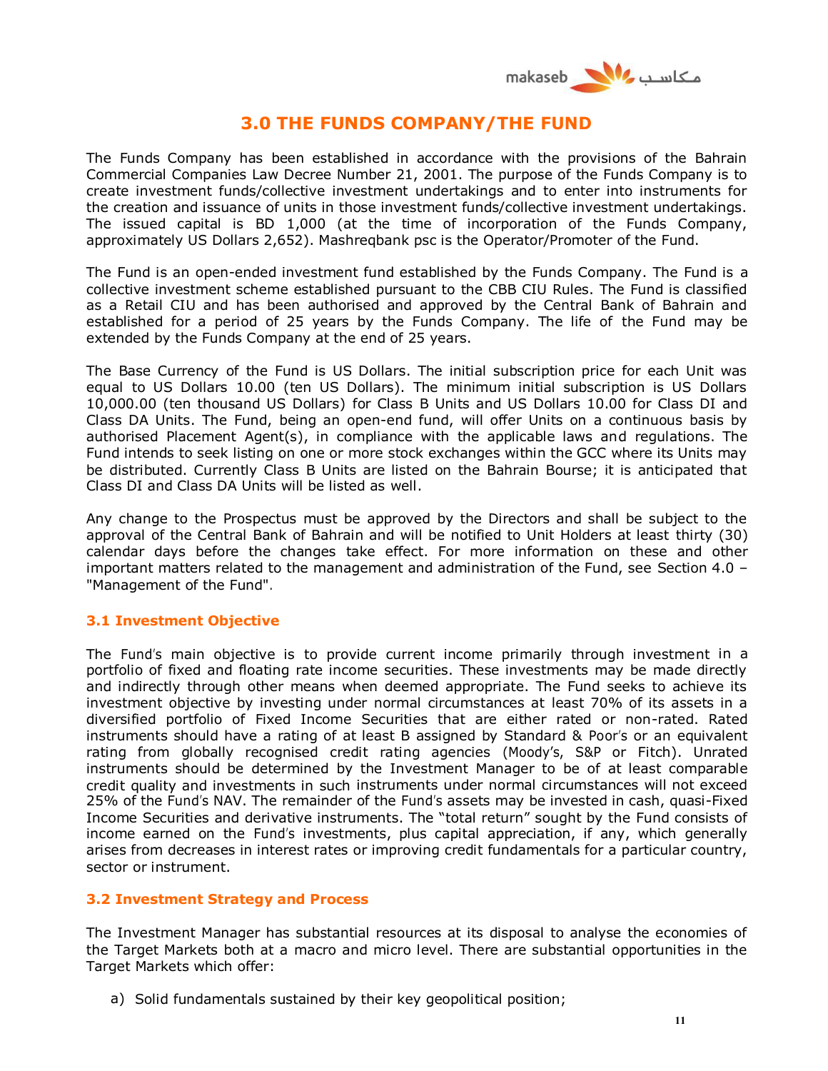# 3.0 THE FUNDS COMPANY/THE FUND

The Funds Company has been established in accordance with the provisions of the Bahrain Commercial Companies Law Decree Number 21, 2001. The purpose of the Funds Company is to create investment funds/collective investment undertakings and to enter into instruments for the creation and issuance of units in those investment funds/collective investment undertakings. The issued capital is BD 1,000 (at the time of incorporation of the Funds Company, approximately US Dollars 2,652). Mashreqbank psc is the Operator/Promoter of the Fund.

The Fund is an open-ended investment fund established by the Funds Company. The Fund is a collective investment scheme established pursuant to the CBB CIU Rules. The Fund is classified as a Retail CIU and has been authorised and approved by the Central Bank of Bahrain and established for a period of 25 years by the Funds Company. The life of the Fund may be extended by the Funds Company at the end of 25 years.

The Base Currency of the Fund is US Dollars. The initial subscription price for each Unit was equal to US Dollars 10.00 (ten US Dollars). The minimum initial subscription is US Dollars 10,000.00 (ten thousand US Dollars) for Class B Units and US Dollars 10.00 for Class DI and Class DA Units. The Fund, being an open-end fund, will offer Units on a continuous basis by authorised Placement Agent(s), in compliance with the applicable laws and regulations. The Fund intends to seek listing on one or more stock exchanges within the GCC where its Units may be distributed. Currently Class B Units are listed on the Bahrain Bourse; it is anticipated that Class DI and Class DA Units will be listed as well.

Any change to the Prospectus must be approved by the Directors and shall be subject to the approval of the Central Bank of Bahrain and will be notified to Unit Holders at least thirty (30) calendar days before the changes take effect. For more information on these and other important matters related to the management and administration of the Fund, see Section 4.0 – "Management of the Fund".

### 3.1 Investment Objective

The Fund's main objective is to provide current income primarily through investment in a portfolio of fixed and floating rate income securities. These investments may be made directly and indirectly through other means when deemed appropriate. The Fund seeks to achieve its investment objective by investing under normal circumstances at least 70% of its assets in a diversified portfolio of Fixed Income Securities that are either rated or non-rated. Rated instruments should have a rating of at least B assigned by Standard & Poor's or an equivalent rating from globally recognised credit rating agencies (Moody's, S&P or Fitch). Unrated instruments should be determined by the Investment Manager to be of at least comparable credit quality and investments in such instruments under normal circumstances will not exceed 25% of the Fund's NAV. The remainder of the Fund's assets may be invested in cash, quasi-Fixed Income Securities and derivative instruments. The "total return" sought by the Fund consists of income earned on the Fund's investments, plus capital appreciation, if any, which generally arises from decreases in interest rates or improving credit fundamentals for a particular country, sector or instrument.

### 3.2 Investment Strategy and Process

The Investment Manager has substantial resources at its disposal to analyse the economies of the Target Markets both at a macro and micro level. There are substantial opportunities in the Target Markets which offer:

a) Solid fundamentals sustained by their key geopolitical position;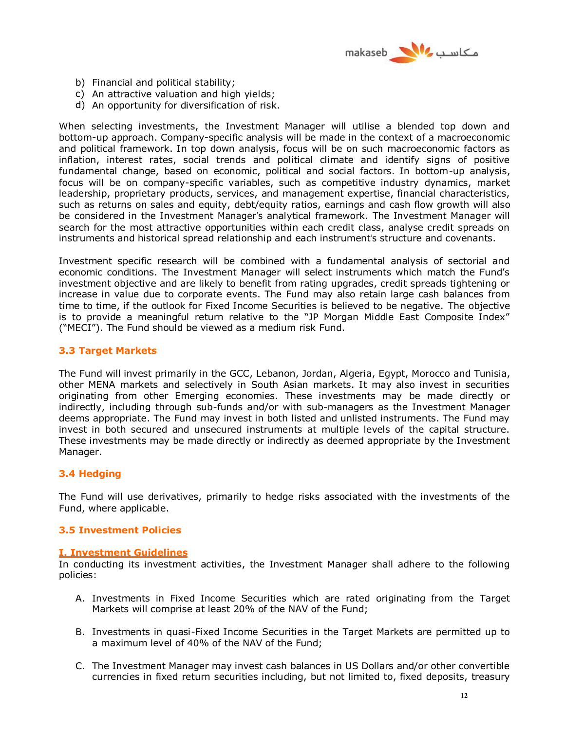b) Financial and political stability;
c) An attractive valuation and high yields;
d) An opportunity for diversification of risk.

When selecting investments, the Investment Manager will utilise a blended top down and bottom-up approach. Company-specific analysis will be made in the context of a macroeconomic and political framework. In top down analysis, focus will be on such macroeconomic factors as inflation, interest rates, social trends and political climate and identify signs of positive fundamental change, based on economic, political and social factors. In bottom-up analysis, focus will be on company-specific variables, such as competitive industry dynamics, market leadership, proprietary products, services, and management expertise, financial characteristics, such as returns on sales and equity, debt/equity ratios, earnings and cash flow growth will also be considered in the Investment Manager's analytical framework. The Investment Manager will search for the most attractive opportunities within each credit class, analyse credit spreads on instruments and historical spread relationship and each instrument's structure and covenants.

Investment specific research will be combined with a fundamental analysis of sectorial and economic conditions. The Investment Manager will select instruments which match the Fund's investment objective and are likely to benefit from rating upgrades, credit spreads tightening or increase in value due to corporate events. The Fund may also retain large cash balances from time to time, if the outlook for Fixed Income Securities is believed to be negative. The objective is to provide a meaningful return relative to the "JP Morgan Middle East Composite Index" ("MECI"). The Fund should be viewed as a medium risk Fund.

### 3.3 Target Markets

The Fund will invest primarily in the GCC, Lebanon, Jordan, Algeria, Egypt, Morocco and Tunisia, other MENA markets and selectively in South Asian markets. It may also invest in securities originating from other Emerging economies. These investments may be made directly or indirectly, including through sub-funds and/or with sub-managers as the Investment Manager deems appropriate. The Fund may invest in both listed and unlisted instruments. The Fund may invest in both secured and unsecured instruments at multiple levels of the capital structure. These investments may be made directly or indirectly as deemed appropriate by the Investment Manager.

### 3.4 Hedging

The Fund will use derivatives, primarily to hedge risks associated with the investments of the Fund, where applicable.

### 3.5 Investment Policies

#### I. Investment Guidelines

In conducting its investment activities, the Investment Manager shall adhere to the following policies:

A. Investments in Fixed Income Securities which are rated originating from the Target Markets will comprise at least 20% of the NAV of the Fund;

B. Investments in quasi-Fixed Income Securities in the Target Markets are permitted up to a maximum level of 40% of the NAV of the Fund;

C. The Investment Manager may invest cash balances in US Dollars and/or other convertible currencies in fixed return securities including, but not limited to, fixed deposits, treasury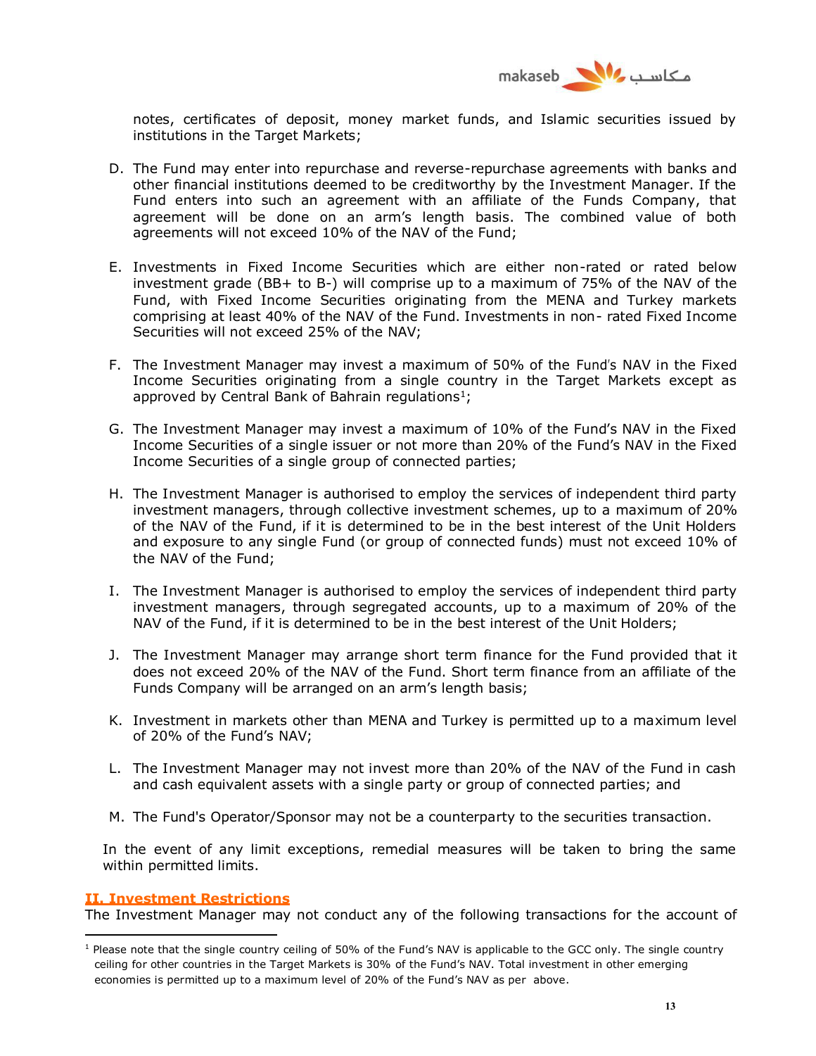notes, certificates of deposit, money market funds, and Islamic securities issued by institutions in the Target Markets;

D. The Fund may enter into repurchase and reverse-repurchase agreements with banks and other financial institutions deemed to be creditworthy by the Investment Manager. If the Fund enters into such an agreement with an affiliate of the Funds Company, that agreement will be done on an arm's length basis. The combined value of both agreements will not exceed 10% of the NAV of the Fund;

E. Investments in Fixed Income Securities which are either non-rated or rated below investment grade (BB+ to B-) will comprise up to a maximum of 75% of the NAV of the Fund, with Fixed Income Securities originating from the MENA and Turkey markets comprising at least 40% of the NAV of the Fund. Investments in non- rated Fixed Income Securities will not exceed 25% of the NAV;

F. The Investment Manager may invest a maximum of 50% of the Fund's NAV in the Fixed Income Securities originating from a single country in the Target Markets except as approved by Central Bank of Bahrain regulations[1];

G. The Investment Manager may invest a maximum of 10% of the Fund's NAV in the Fixed Income Securities of a single issuer or not more than 20% of the Fund's NAV in the Fixed Income Securities of a single group of connected parties;

H. The Investment Manager is authorised to employ the services of independent third party investment managers, through collective investment schemes, up to a maximum of 20% of the NAV of the Fund, if it is determined to be in the best interest of the Unit Holders and exposure to any single Fund (or group of connected funds) must not exceed 10% of the NAV of the Fund;

I. The Investment Manager is authorised to employ the services of independent third party investment managers, through segregated accounts, up to a maximum of 20% of the NAV of the Fund, if it is determined to be in the best interest of the Unit Holders;

J. The Investment Manager may arrange short term finance for the Fund provided that it does not exceed 20% of the NAV of the Fund. Short term finance from an affiliate of the Funds Company will be arranged on an arm's length basis;

K. Investment in markets other than MENA and Turkey is permitted up to a maximum level of 20% of the Fund's NAV;

L. The Investment Manager may not invest more than 20% of the NAV of the Fund in cash and cash equivalent assets with a single party or group of connected parties; and

M. The Fund's Operator/Sponsor may not be a counterparty to the securities transaction.

In the event of any limit exceptions, remedial measures will be taken to bring the same within permitted limits.

## II. Investment Restrictions

The Investment Manager may not conduct any of the following transactions for the account of

[1] Please note that the single country ceiling of 50% of the Fund's NAV is applicable to the GCC only. The single country ceiling for other countries in the Target Markets is 30% of the Fund's NAV. Total investment in other emerging economies is permitted up to a maximum level of 20% of the Fund's NAV as per above.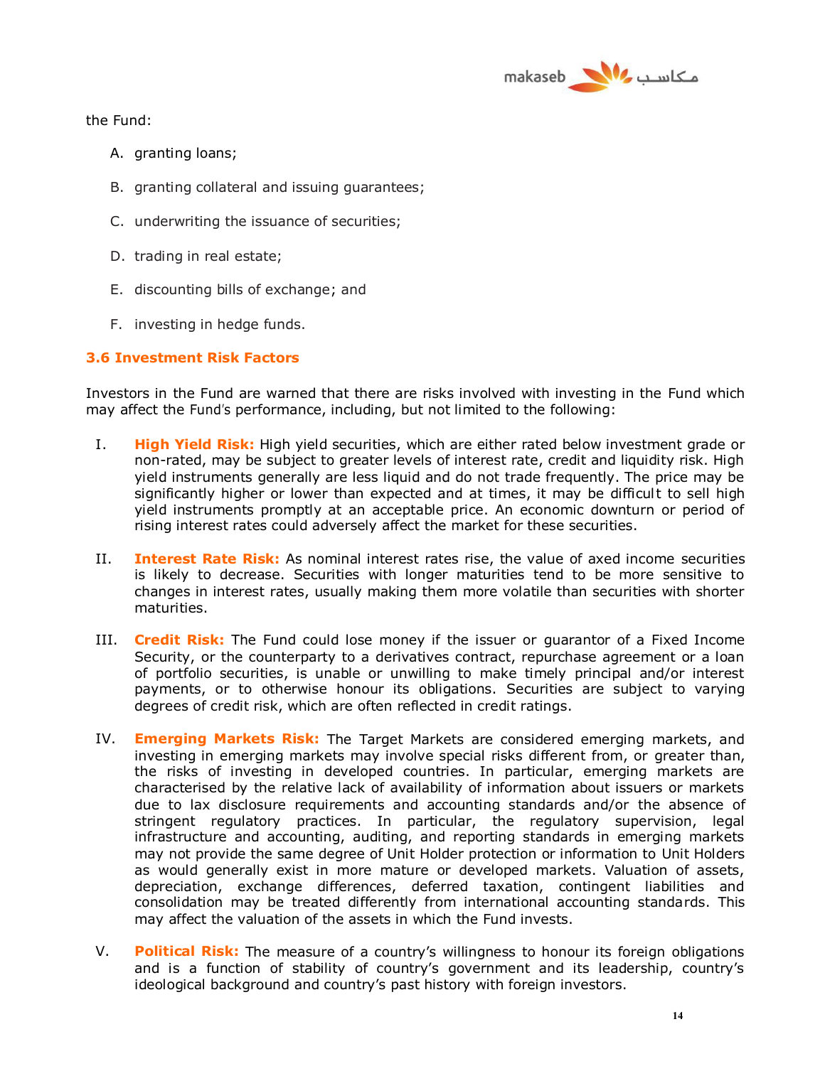the Fund:

A. granting loans;

B. granting collateral and issuing guarantees;

C. underwriting the issuance of securities;

D. trading in real estate;

E. discounting bills of exchange; and

F. investing in hedge funds.

### 3.6 Investment Risk Factors

Investors in the Fund are warned that there are risks involved with investing in the Fund which may affect the Fund's performance, including, but not limited to the following:

I. **High Yield Risk:** High yield securities, which are either rated below investment grade or non-rated, may be subject to greater levels of interest rate, credit and liquidity risk. High yield instruments generally are less liquid and do not trade frequently. The price may be significantly higher or lower than expected and at times, it may be difficult to sell high yield instruments promptly at an acceptable price. An economic downturn or period of rising interest rates could adversely affect the market for these securities.

II. **Interest Rate Risk:** As nominal interest rates rise, the value of axed income securities is likely to decrease. Securities with longer maturities tend to be more sensitive to changes in interest rates, usually making them more volatile than securities with shorter maturities.

III. **Credit Risk:** The Fund could lose money if the issuer or guarantor of a Fixed Income Security, or the counterparty to a derivatives contract, repurchase agreement or a loan of portfolio securities, is unable or unwilling to make timely principal and/or interest payments, or to otherwise honour its obligations. Securities are subject to varying degrees of credit risk, which are often reflected in credit ratings.

IV. **Emerging Markets Risk:** The Target Markets are considered emerging markets, and investing in emerging markets may involve special risks different from, or greater than, the risks of investing in developed countries. In particular, emerging markets are characterised by the relative lack of availability of information about issuers or markets due to lax disclosure requirements and accounting standards and/or the absence of stringent regulatory practices. In particular, the regulatory supervision, legal infrastructure and accounting, auditing, and reporting standards in emerging markets may not provide the same degree of Unit Holder protection or information to Unit Holders as would generally exist in more mature or developed markets. Valuation of assets, depreciation, exchange differences, deferred taxation, contingent liabilities and consolidation may be treated differently from international accounting standards. This may affect the valuation of the assets in which the Fund invests.

V. **Political Risk:** The measure of a country's willingness to honour its foreign obligations and is a function of stability of country's government and its leadership, country's ideological background and country's past history with foreign investors.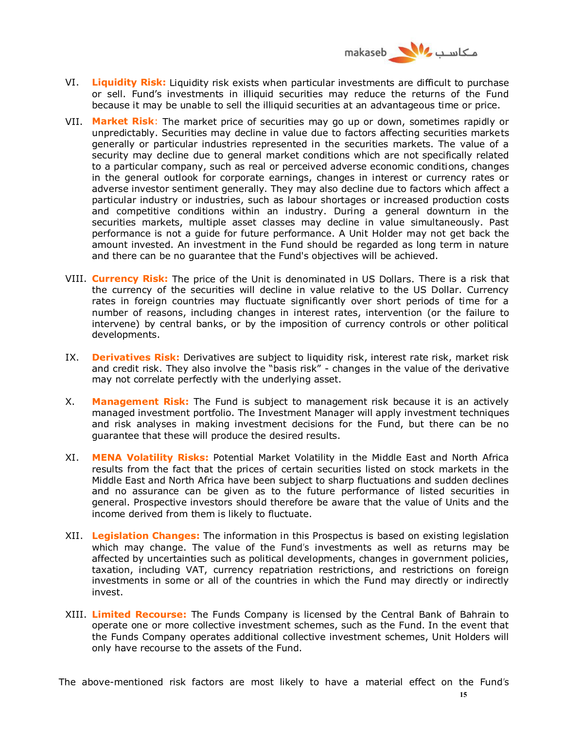VI. **Liquidity Risk:** Liquidity risk exists when particular investments are difficult to purchase or sell. Fund's investments in illiquid securities may reduce the returns of the Fund because it may be unable to sell the illiquid securities at an advantageous time or price.

VII. **Market Risk**: The market price of securities may go up or down, sometimes rapidly or unpredictably. Securities may decline in value due to factors affecting securities markets generally or particular industries represented in the securities markets. The value of a security may decline due to general market conditions which are not specifically related to a particular company, such as real or perceived adverse economic conditions, changes in the general outlook for corporate earnings, changes in interest or currency rates or adverse investor sentiment generally. They may also decline due to factors which affect a particular industry or industries, such as labour shortages or increased production costs and competitive conditions within an industry. During a general downturn in the securities markets, multiple asset classes may decline in value simultaneously. Past performance is not a guide for future performance. A Unit Holder may not get back the amount invested. An investment in the Fund should be regarded as long term in nature and there can be no guarantee that the Fund's objectives will be achieved.

VIII. **Currency Risk:** The price of the Unit is denominated in US Dollars. There is a risk that the currency of the securities will decline in value relative to the US Dollar. Currency rates in foreign countries may fluctuate significantly over short periods of time for a number of reasons, including changes in interest rates, intervention (or the failure to intervene) by central banks, or by the imposition of currency controls or other political developments.

IX. **Derivatives Risk:** Derivatives are subject to liquidity risk, interest rate risk, market risk and credit risk. They also involve the "basis risk" - changes in the value of the derivative may not correlate perfectly with the underlying asset.

X. **Management Risk:** The Fund is subject to management risk because it is an actively managed investment portfolio. The Investment Manager will apply investment techniques and risk analyses in making investment decisions for the Fund, but there can be no guarantee that these will produce the desired results.

XI. **MENA Volatility Risks:** Potential Market Volatility in the Middle East and North Africa results from the fact that the prices of certain securities listed on stock markets in the Middle East and North Africa have been subject to sharp fluctuations and sudden declines and no assurance can be given as to the future performance of listed securities in general. Prospective investors should therefore be aware that the value of Units and the income derived from them is likely to fluctuate.

XII. **Legislation Changes:** The information in this Prospectus is based on existing legislation which may change. The value of the Fund's investments as well as returns may be affected by uncertainties such as political developments, changes in government policies, taxation, including VAT, currency repatriation restrictions, and restrictions on foreign investments in some or all of the countries in which the Fund may directly or indirectly invest.

XIII. **Limited Recourse:** The Funds Company is licensed by the Central Bank of Bahrain to operate one or more collective investment schemes, such as the Fund. In the event that the Funds Company operates additional collective investment schemes, Unit Holders will only have recourse to the assets of the Fund.

The above-mentioned risk factors are most likely to have a material effect on the Fund's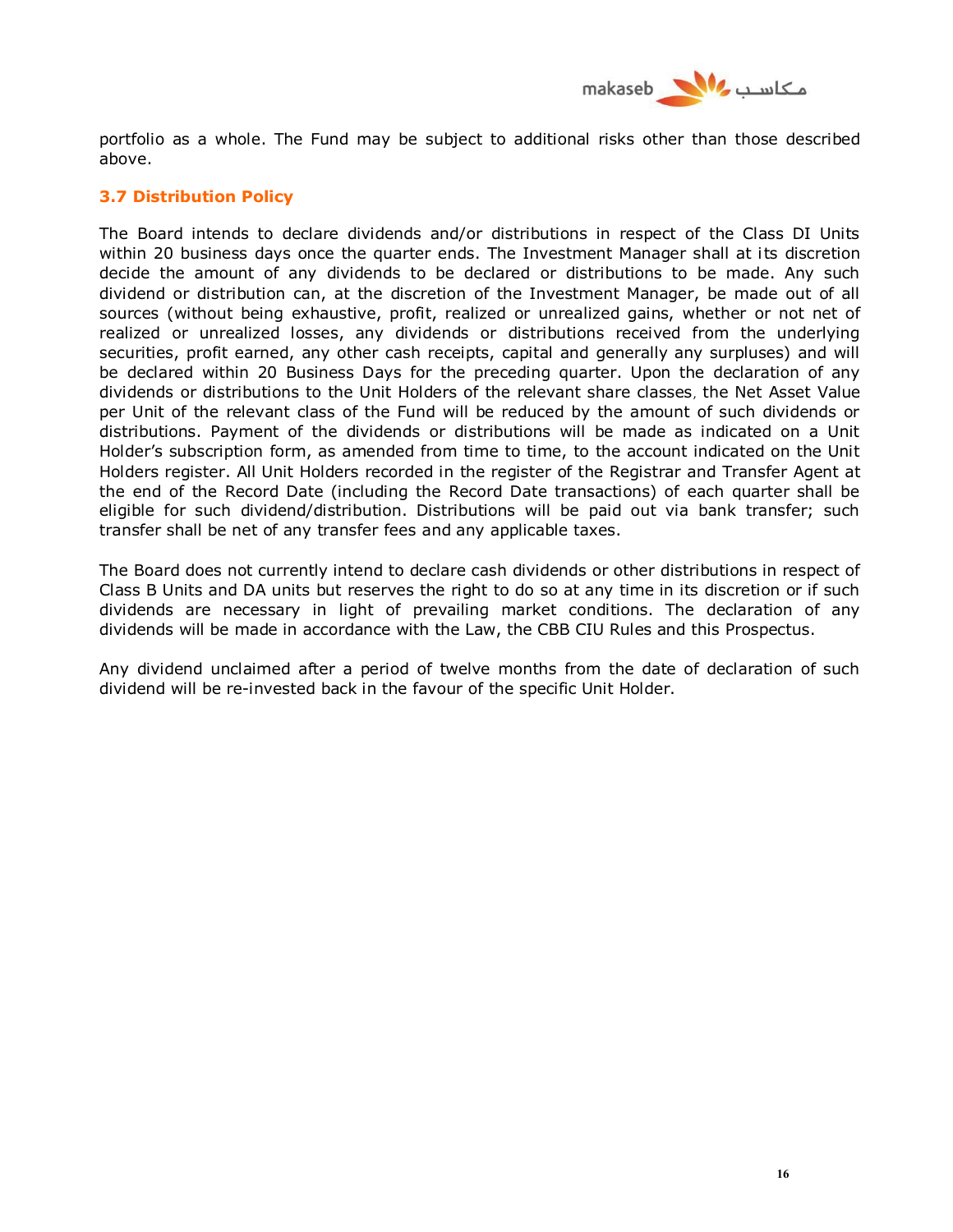portfolio as a whole. The Fund may be subject to additional risks other than those described above.

### 3.7 Distribution Policy

The Board intends to declare dividends and/or distributions in respect of the Class DI Units within 20 business days once the quarter ends. The Investment Manager shall at its discretion decide the amount of any dividends to be declared or distributions to be made. Any such dividend or distribution can, at the discretion of the Investment Manager, be made out of all sources (without being exhaustive, profit, realized or unrealized gains, whether or not net of realized or unrealized losses, any dividends or distributions received from the underlying securities, profit earned, any other cash receipts, capital and generally any surpluses) and will be declared within 20 Business Days for the preceding quarter. Upon the declaration of any dividends or distributions to the Unit Holders of the relevant share classes, the Net Asset Value per Unit of the relevant class of the Fund will be reduced by the amount of such dividends or distributions. Payment of the dividends or distributions will be made as indicated on a Unit Holder's subscription form, as amended from time to time, to the account indicated on the Unit Holders register. All Unit Holders recorded in the register of the Registrar and Transfer Agent at the end of the Record Date (including the Record Date transactions) of each quarter shall be eligible for such dividend/distribution. Distributions will be paid out via bank transfer; such transfer shall be net of any transfer fees and any applicable taxes.

The Board does not currently intend to declare cash dividends or other distributions in respect of Class B Units and DA units but reserves the right to do so at any time in its discretion or if such dividends are necessary in light of prevailing market conditions. The declaration of any dividends will be made in accordance with the Law, the CBB CIU Rules and this Prospectus.

Any dividend unclaimed after a period of twelve months from the date of declaration of such dividend will be re-invested back in the favour of the specific Unit Holder.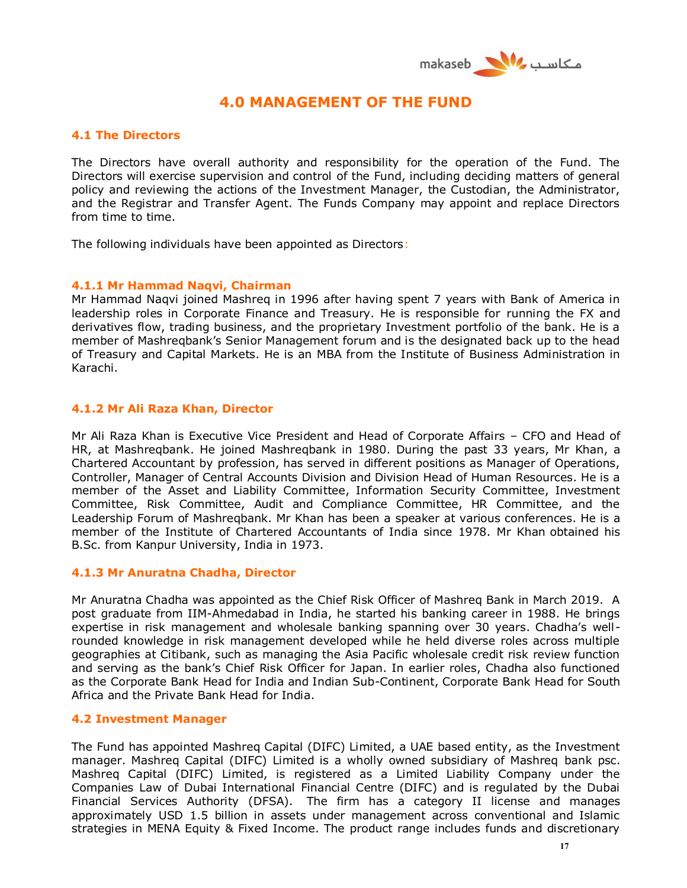# 4.0 MANAGEMENT OF THE FUND

## 4.1 The Directors

The Directors have overall authority and responsibility for the operation of the Fund. The Directors will exercise supervision and control of the Fund, including deciding matters of general policy and reviewing the actions of the Investment Manager, the Custodian, the Administrator, and the Registrar and Transfer Agent. The Funds Company may appoint and replace Directors from time to time.

The following individuals have been appointed as Directors:

### 4.1.1 Mr Hammad Naqvi, Chairman

Mr Hammad Naqvi joined Mashreq in 1996 after having spent 7 years with Bank of America in leadership roles in Corporate Finance and Treasury. He is responsible for running the FX and derivatives flow, trading business, and the proprietary Investment portfolio of the bank. He is a member of Mashreqbank's Senior Management forum and is the designated back up to the head of Treasury and Capital Markets. He is an MBA from the Institute of Business Administration in Karachi.

### 4.1.2 Mr Ali Raza Khan, Director

Mr Ali Raza Khan is Executive Vice President and Head of Corporate Affairs – CFO and Head of HR, at Mashreqbank. He joined Mashreqbank in 1980. During the past 33 years, Mr Khan, a Chartered Accountant by profession, has served in different positions as Manager of Operations, Controller, Manager of Central Accounts Division and Division Head of Human Resources. He is a member of the Asset and Liability Committee, Information Security Committee, Investment Committee, Risk Committee, Audit and Compliance Committee, HR Committee, and the Leadership Forum of Mashreqbank. Mr Khan has been a speaker at various conferences. He is a member of the Institute of Chartered Accountants of India since 1978. Mr Khan obtained his B.Sc. from Kanpur University, India in 1973.

### 4.1.3 Mr Anuratna Chadha, Director

Mr Anuratna Chadha was appointed as the Chief Risk Officer of Mashreq Bank in March 2019. A post graduate from IIM-Ahmedabad in India, he started his banking career in 1988. He brings expertise in risk management and wholesale banking spanning over 30 years. Chadha's well-rounded knowledge in risk management developed while he held diverse roles across multiple geographies at Citibank, such as managing the Asia Pacific wholesale credit risk review function and serving as the bank's Chief Risk Officer for Japan. In earlier roles, Chadha also functioned as the Corporate Bank Head for India and Indian Sub-Continent, Corporate Bank Head for South Africa and the Private Bank Head for India.

## 4.2 Investment Manager

The Fund has appointed Mashreq Capital (DIFC) Limited, a UAE based entity, as the Investment manager. Mashreq Capital (DIFC) Limited is a wholly owned subsidiary of Mashreq bank psc. Mashreq Capital (DIFC) Limited, is registered as a Limited Liability Company under the Companies Law of Dubai International Financial Centre (DIFC) and is regulated by the Dubai Financial Services Authority (DFSA). The firm has a category II license and manages approximately USD 1.5 billion in assets under management across conventional and Islamic strategies in MENA Equity & Fixed Income. The product range includes funds and discretionary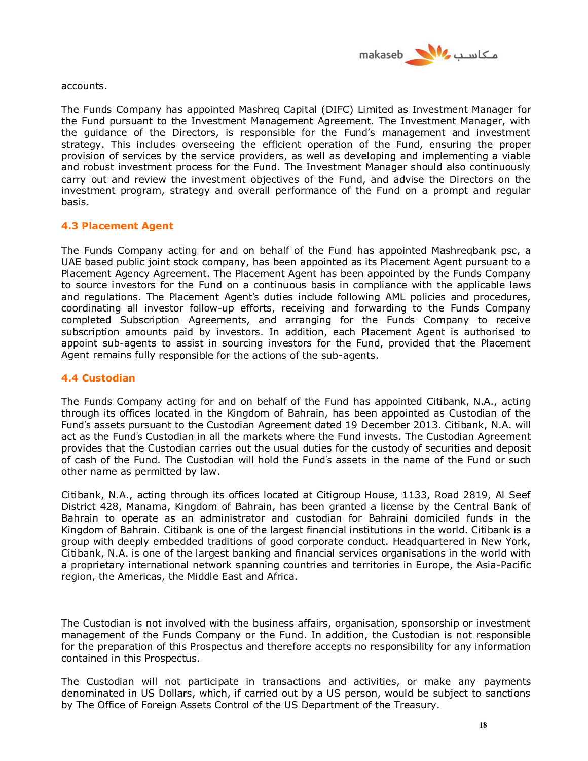accounts.

The Funds Company has appointed Mashreq Capital (DIFC) Limited as Investment Manager for the Fund pursuant to the Investment Management Agreement. The Investment Manager, with the guidance of the Directors, is responsible for the Fund's management and investment strategy. This includes overseeing the efficient operation of the Fund, ensuring the proper provision of services by the service providers, as well as developing and implementing a viable and robust investment process for the Fund. The Investment Manager should also continuously carry out and review the investment objectives of the Fund, and advise the Directors on the investment program, strategy and overall performance of the Fund on a prompt and regular basis.

### 4.3 Placement Agent

The Funds Company acting for and on behalf of the Fund has appointed Mashreqbank psc, a UAE based public joint stock company, has been appointed as its Placement Agent pursuant to a Placement Agency Agreement. The Placement Agent has been appointed by the Funds Company to source investors for the Fund on a continuous basis in compliance with the applicable laws and regulations. The Placement Agent's duties include following AML policies and procedures, coordinating all investor follow-up efforts, receiving and forwarding to the Funds Company completed Subscription Agreements, and arranging for the Funds Company to receive subscription amounts paid by investors. In addition, each Placement Agent is authorised to appoint sub-agents to assist in sourcing investors for the Fund, provided that the Placement Agent remains fully responsible for the actions of the sub-agents.

### 4.4 Custodian

The Funds Company acting for and on behalf of the Fund has appointed Citibank, N.A., acting through its offices located in the Kingdom of Bahrain, has been appointed as Custodian of the Fund's assets pursuant to the Custodian Agreement dated 19 December 2013. Citibank, N.A. will act as the Fund's Custodian in all the markets where the Fund invests. The Custodian Agreement provides that the Custodian carries out the usual duties for the custody of securities and deposit of cash of the Fund. The Custodian will hold the Fund's assets in the name of the Fund or such other name as permitted by law.

Citibank, N.A., acting through its offices located at Citigroup House, 1133, Road 2819, Al Seef District 428, Manama, Kingdom of Bahrain, has been granted a license by the Central Bank of Bahrain to operate as an administrator and custodian for Bahraini domiciled funds in the Kingdom of Bahrain. Citibank is one of the largest financial institutions in the world. Citibank is a group with deeply embedded traditions of good corporate conduct. Headquartered in New York, Citibank, N.A. is one of the largest banking and financial services organisations in the world with a proprietary international network spanning countries and territories in Europe, the Asia-Pacific region, the Americas, the Middle East and Africa.

The Custodian is not involved with the business affairs, organisation, sponsorship or investment management of the Funds Company or the Fund. In addition, the Custodian is not responsible for the preparation of this Prospectus and therefore accepts no responsibility for any information contained in this Prospectus.

The Custodian will not participate in transactions and activities, or make any payments denominated in US Dollars, which, if carried out by a US person, would be subject to sanctions by The Office of Foreign Assets Control of the US Department of the Treasury.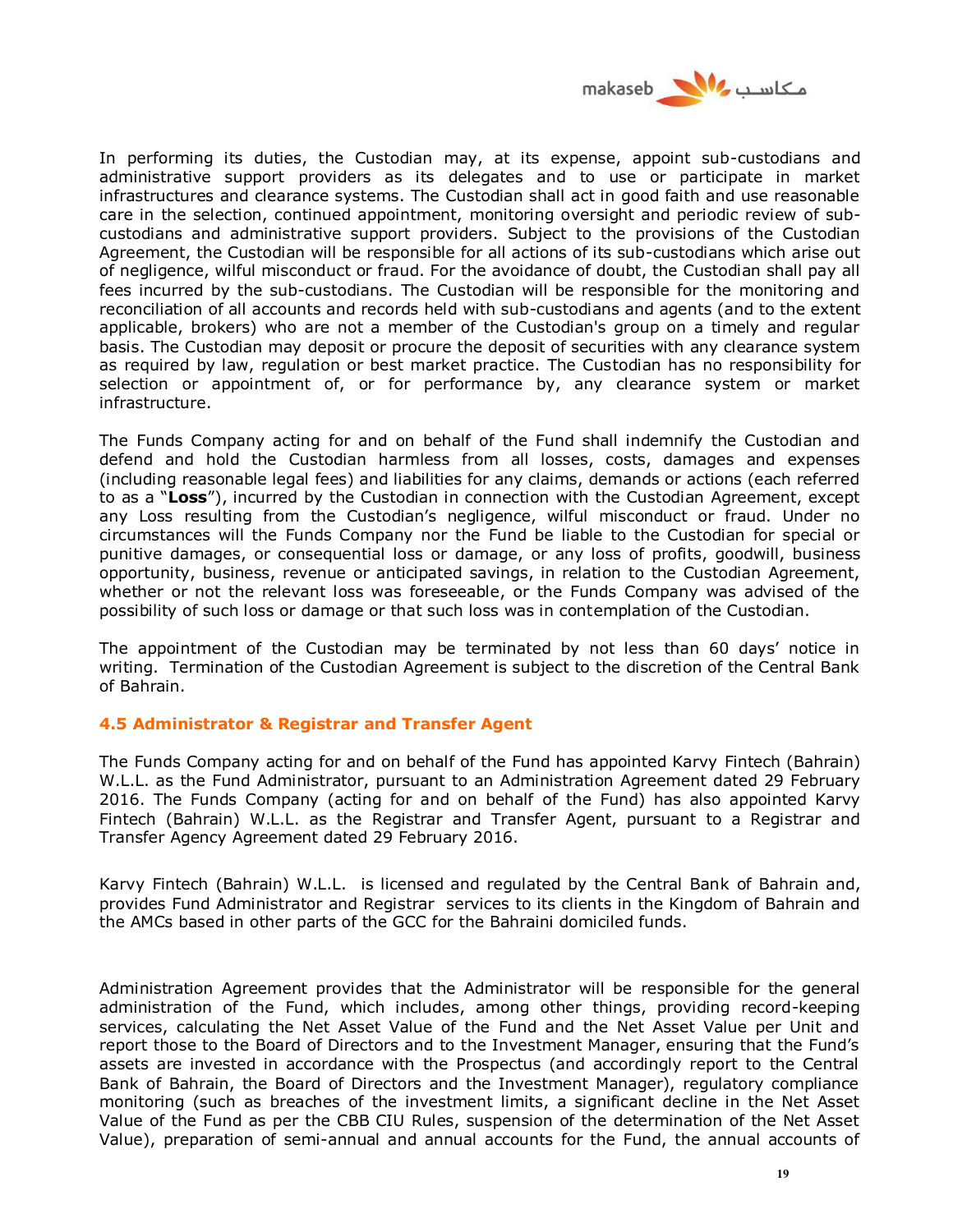In performing its duties, the Custodian may, at its expense, appoint sub-custodians and administrative support providers as its delegates and to use or participate in market infrastructures and clearance systems. The Custodian shall act in good faith and use reasonable care in the selection, continued appointment, monitoring oversight and periodic review of sub-custodians and administrative support providers. Subject to the provisions of the Custodian Agreement, the Custodian will be responsible for all actions of its sub-custodians which arise out of negligence, wilful misconduct or fraud. For the avoidance of doubt, the Custodian shall pay all fees incurred by the sub-custodians. The Custodian will be responsible for the monitoring and reconciliation of all accounts and records held with sub-custodians and agents (and to the extent applicable, brokers) who are not a member of the Custodian's group on a timely and regular basis. The Custodian may deposit or procure the deposit of securities with any clearance system as required by law, regulation or best market practice. The Custodian has no responsibility for selection or appointment of, or for performance by, any clearance system or market infrastructure.

The Funds Company acting for and on behalf of the Fund shall indemnify the Custodian and defend and hold the Custodian harmless from all losses, costs, damages and expenses (including reasonable legal fees) and liabilities for any claims, demands or actions (each referred to as a "**Loss**"), incurred by the Custodian in connection with the Custodian Agreement, except any Loss resulting from the Custodian's negligence, wilful misconduct or fraud. Under no circumstances will the Funds Company nor the Fund be liable to the Custodian for special or punitive damages, or consequential loss or damage, or any loss of profits, goodwill, business opportunity, business, revenue or anticipated savings, in relation to the Custodian Agreement, whether or not the relevant loss was foreseeable, or the Funds Company was advised of the possibility of such loss or damage or that such loss was in contemplation of the Custodian.

The appointment of the Custodian may be terminated by not less than 60 days' notice in writing. Termination of the Custodian Agreement is subject to the discretion of the Central Bank of Bahrain.

### 4.5 Administrator & Registrar and Transfer Agent

The Funds Company acting for and on behalf of the Fund has appointed Karvy Fintech (Bahrain) W.L.L. as the Fund Administrator, pursuant to an Administration Agreement dated 29 February 2016. The Funds Company (acting for and on behalf of the Fund) has also appointed Karvy Fintech (Bahrain) W.L.L. as the Registrar and Transfer Agent, pursuant to a Registrar and Transfer Agency Agreement dated 29 February 2016.

Karvy Fintech (Bahrain) W.L.L. is licensed and regulated by the Central Bank of Bahrain and, provides Fund Administrator and Registrar services to its clients in the Kingdom of Bahrain and the AMCs based in other parts of the GCC for the Bahraini domiciled funds.

Administration Agreement provides that the Administrator will be responsible for the general administration of the Fund, which includes, among other things, providing record-keeping services, calculating the Net Asset Value of the Fund and the Net Asset Value per Unit and report those to the Board of Directors and to the Investment Manager, ensuring that the Fund's assets are invested in accordance with the Prospectus (and accordingly report to the Central Bank of Bahrain, the Board of Directors and the Investment Manager), regulatory compliance monitoring (such as breaches of the investment limits, a significant decline in the Net Asset Value of the Fund as per the CBB CIU Rules, suspension of the determination of the Net Asset Value), preparation of semi-annual and annual accounts for the Fund, the annual accounts of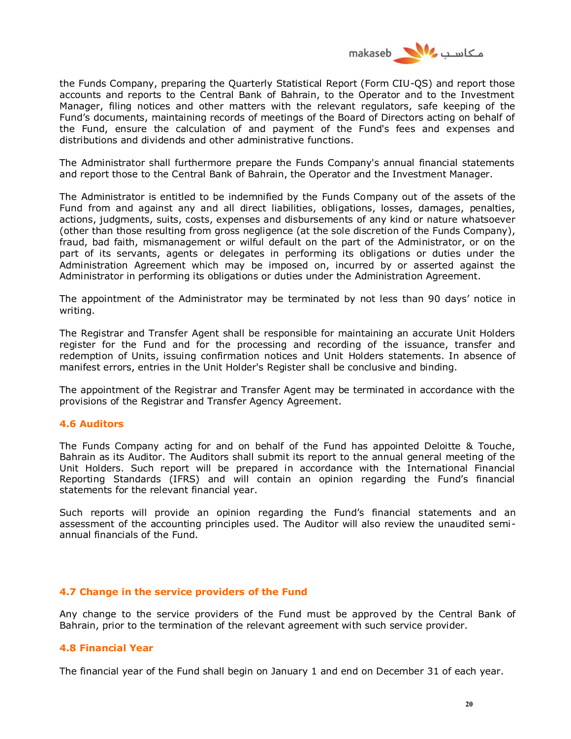the Funds Company, preparing the Quarterly Statistical Report (Form CIU-QS) and report those accounts and reports to the Central Bank of Bahrain, to the Operator and to the Investment Manager, filing notices and other matters with the relevant regulators, safe keeping of the Fund's documents, maintaining records of meetings of the Board of Directors acting on behalf of the Fund, ensure the calculation of and payment of the Fund's fees and expenses and distributions and dividends and other administrative functions.

The Administrator shall furthermore prepare the Funds Company's annual financial statements and report those to the Central Bank of Bahrain, the Operator and the Investment Manager.

The Administrator is entitled to be indemnified by the Funds Company out of the assets of the Fund from and against any and all direct liabilities, obligations, losses, damages, penalties, actions, judgments, suits, costs, expenses and disbursements of any kind or nature whatsoever (other than those resulting from gross negligence (at the sole discretion of the Funds Company), fraud, bad faith, mismanagement or wilful default on the part of the Administrator, or on the part of its servants, agents or delegates in performing its obligations or duties under the Administration Agreement which may be imposed on, incurred by or asserted against the Administrator in performing its obligations or duties under the Administration Agreement.

The appointment of the Administrator may be terminated by not less than 90 days' notice in writing.

The Registrar and Transfer Agent shall be responsible for maintaining an accurate Unit Holders register for the Fund and for the processing and recording of the issuance, transfer and redemption of Units, issuing confirmation notices and Unit Holders statements. In absence of manifest errors, entries in the Unit Holder's Register shall be conclusive and binding.

The appointment of the Registrar and Transfer Agent may be terminated in accordance with the provisions of the Registrar and Transfer Agency Agreement.

### 4.6 Auditors

The Funds Company acting for and on behalf of the Fund has appointed Deloitte & Touche, Bahrain as its Auditor. The Auditors shall submit its report to the annual general meeting of the Unit Holders. Such report will be prepared in accordance with the International Financial Reporting Standards (IFRS) and will contain an opinion regarding the Fund's financial statements for the relevant financial year.

Such reports will provide an opinion regarding the Fund's financial statements and an assessment of the accounting principles used. The Auditor will also review the unaudited semi-annual financials of the Fund.

### 4.7 Change in the service providers of the Fund

Any change to the service providers of the Fund must be approved by the Central Bank of Bahrain, prior to the termination of the relevant agreement with such service provider.

### 4.8 Financial Year

The financial year of the Fund shall begin on January 1 and end on December 31 of each year.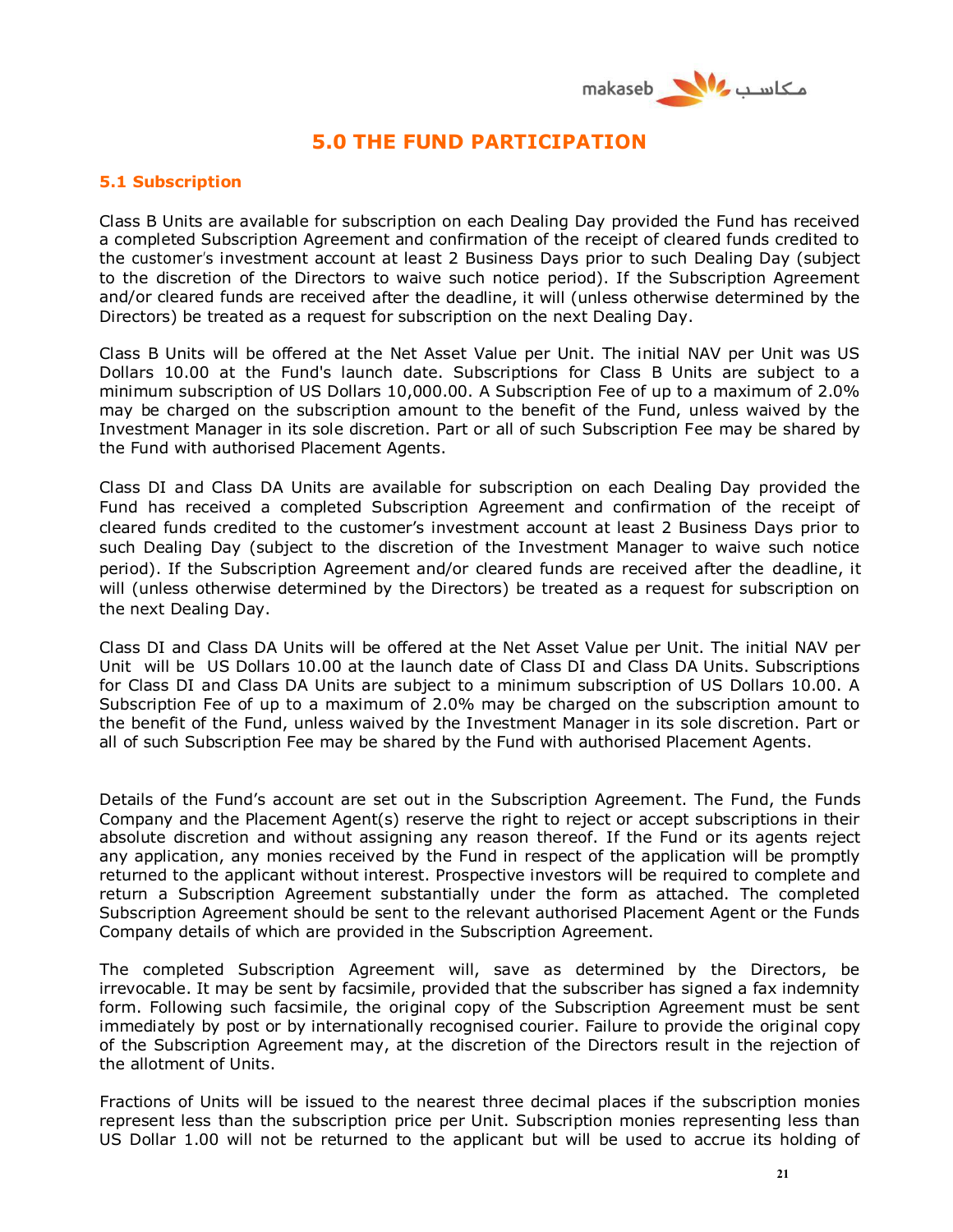## 5.0 THE FUND PARTICIPATION

### 5.1 Subscription

Class B Units are available for subscription on each Dealing Day provided the Fund has received a completed Subscription Agreement and confirmation of the receipt of cleared funds credited to the customer's investment account at least 2 Business Days prior to such Dealing Day (subject to the discretion of the Directors to waive such notice period). If the Subscription Agreement and/or cleared funds are received after the deadline, it will (unless otherwise determined by the Directors) be treated as a request for subscription on the next Dealing Day.

Class B Units will be offered at the Net Asset Value per Unit. The initial NAV per Unit was US Dollars 10.00 at the Fund's launch date. Subscriptions for Class B Units are subject to a minimum subscription of US Dollars 10,000.00. A Subscription Fee of up to a maximum of 2.0% may be charged on the subscription amount to the benefit of the Fund, unless waived by the Investment Manager in its sole discretion. Part or all of such Subscription Fee may be shared by the Fund with authorised Placement Agents.

Class DI and Class DA Units are available for subscription on each Dealing Day provided the Fund has received a completed Subscription Agreement and confirmation of the receipt of cleared funds credited to the customer's investment account at least 2 Business Days prior to such Dealing Day (subject to the discretion of the Investment Manager to waive such notice period). If the Subscription Agreement and/or cleared funds are received after the deadline, it will (unless otherwise determined by the Directors) be treated as a request for subscription on the next Dealing Day.

Class DI and Class DA Units will be offered at the Net Asset Value per Unit. The initial NAV per Unit will be US Dollars 10.00 at the launch date of Class DI and Class DA Units. Subscriptions for Class DI and Class DA Units are subject to a minimum subscription of US Dollars 10.00. A Subscription Fee of up to a maximum of 2.0% may be charged on the subscription amount to the benefit of the Fund, unless waived by the Investment Manager in its sole discretion. Part or all of such Subscription Fee may be shared by the Fund with authorised Placement Agents.

Details of the Fund's account are set out in the Subscription Agreement. The Fund, the Funds Company and the Placement Agent(s) reserve the right to reject or accept subscriptions in their absolute discretion and without assigning any reason thereof. If the Fund or its agents reject any application, any monies received by the Fund in respect of the application will be promptly returned to the applicant without interest. Prospective investors will be required to complete and return a Subscription Agreement substantially under the form as attached. The completed Subscription Agreement should be sent to the relevant authorised Placement Agent or the Funds Company details of which are provided in the Subscription Agreement.

The completed Subscription Agreement will, save as determined by the Directors, be irrevocable. It may be sent by facsimile, provided that the subscriber has signed a fax indemnity form. Following such facsimile, the original copy of the Subscription Agreement must be sent immediately by post or by internationally recognised courier. Failure to provide the original copy of the Subscription Agreement may, at the discretion of the Directors result in the rejection of the allotment of Units.

Fractions of Units will be issued to the nearest three decimal places if the subscription monies represent less than the subscription price per Unit. Subscription monies representing less than US Dollar 1.00 will not be returned to the applicant but will be used to accrue its holding of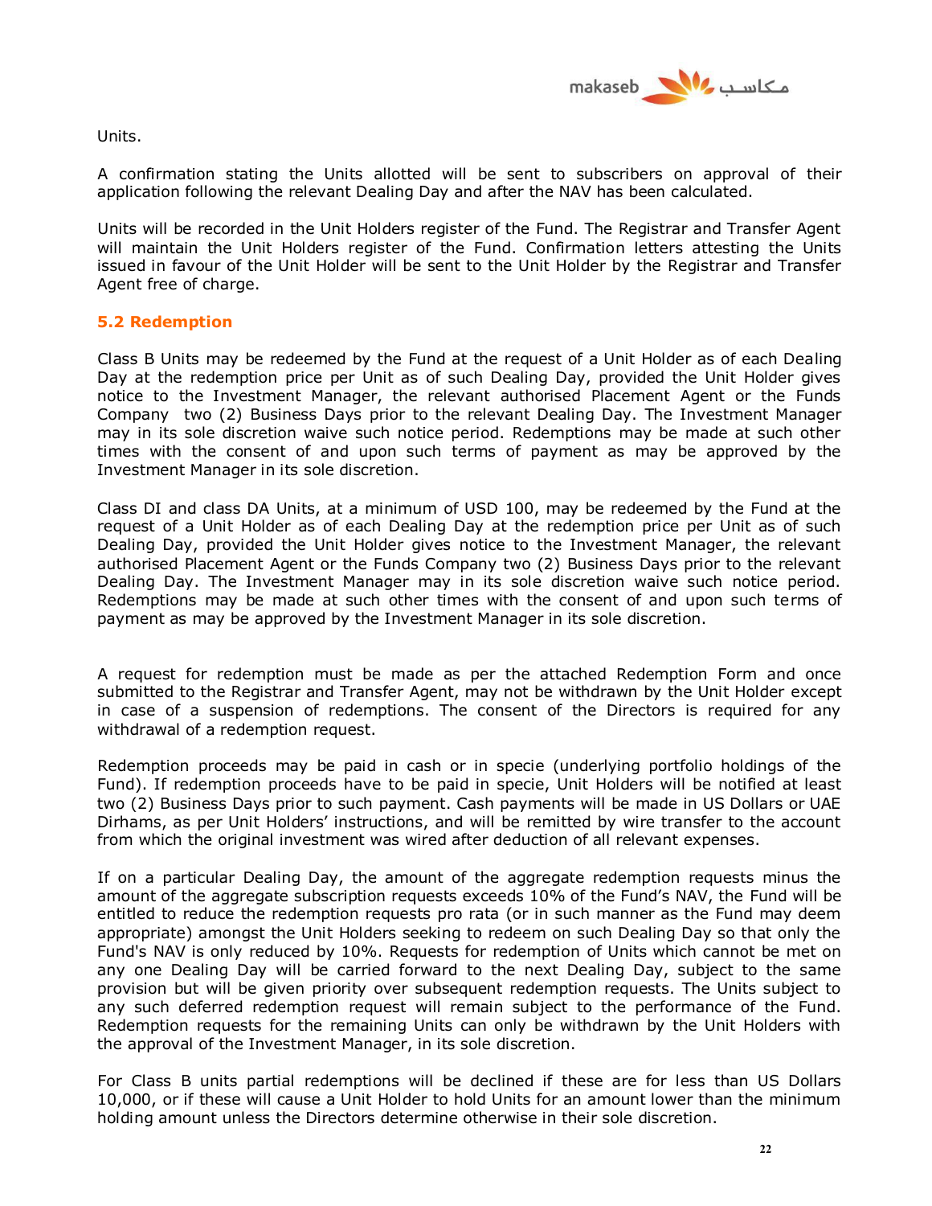Units.

A confirmation stating the Units allotted will be sent to subscribers on approval of their application following the relevant Dealing Day and after the NAV has been calculated.

Units will be recorded in the Unit Holders register of the Fund. The Registrar and Transfer Agent will maintain the Unit Holders register of the Fund. Confirmation letters attesting the Units issued in favour of the Unit Holder will be sent to the Unit Holder by the Registrar and Transfer Agent free of charge.

### 5.2 Redemption

Class B Units may be redeemed by the Fund at the request of a Unit Holder as of each Dealing Day at the redemption price per Unit as of such Dealing Day, provided the Unit Holder gives notice to the Investment Manager, the relevant authorised Placement Agent or the Funds Company two (2) Business Days prior to the relevant Dealing Day. The Investment Manager may in its sole discretion waive such notice period. Redemptions may be made at such other times with the consent of and upon such terms of payment as may be approved by the Investment Manager in its sole discretion.

Class DI and class DA Units, at a minimum of USD 100, may be redeemed by the Fund at the request of a Unit Holder as of each Dealing Day at the redemption price per Unit as of such Dealing Day, provided the Unit Holder gives notice to the Investment Manager, the relevant authorised Placement Agent or the Funds Company two (2) Business Days prior to the relevant Dealing Day. The Investment Manager may in its sole discretion waive such notice period. Redemptions may be made at such other times with the consent of and upon such terms of payment as may be approved by the Investment Manager in its sole discretion.

A request for redemption must be made as per the attached Redemption Form and once submitted to the Registrar and Transfer Agent, may not be withdrawn by the Unit Holder except in case of a suspension of redemptions. The consent of the Directors is required for any withdrawal of a redemption request.

Redemption proceeds may be paid in cash or in specie (underlying portfolio holdings of the Fund). If redemption proceeds have to be paid in specie, Unit Holders will be notified at least two (2) Business Days prior to such payment. Cash payments will be made in US Dollars or UAE Dirhams, as per Unit Holders' instructions, and will be remitted by wire transfer to the account from which the original investment was wired after deduction of all relevant expenses.

If on a particular Dealing Day, the amount of the aggregate redemption requests minus the amount of the aggregate subscription requests exceeds 10% of the Fund's NAV, the Fund will be entitled to reduce the redemption requests pro rata (or in such manner as the Fund may deem appropriate) amongst the Unit Holders seeking to redeem on such Dealing Day so that only the Fund's NAV is only reduced by 10%. Requests for redemption of Units which cannot be met on any one Dealing Day will be carried forward to the next Dealing Day, subject to the same provision but will be given priority over subsequent redemption requests. The Units subject to any such deferred redemption request will remain subject to the performance of the Fund. Redemption requests for the remaining Units can only be withdrawn by the Unit Holders with the approval of the Investment Manager, in its sole discretion.

For Class B units partial redemptions will be declined if these are for less than US Dollars 10,000, or if these will cause a Unit Holder to hold Units for an amount lower than the minimum holding amount unless the Directors determine otherwise in their sole discretion.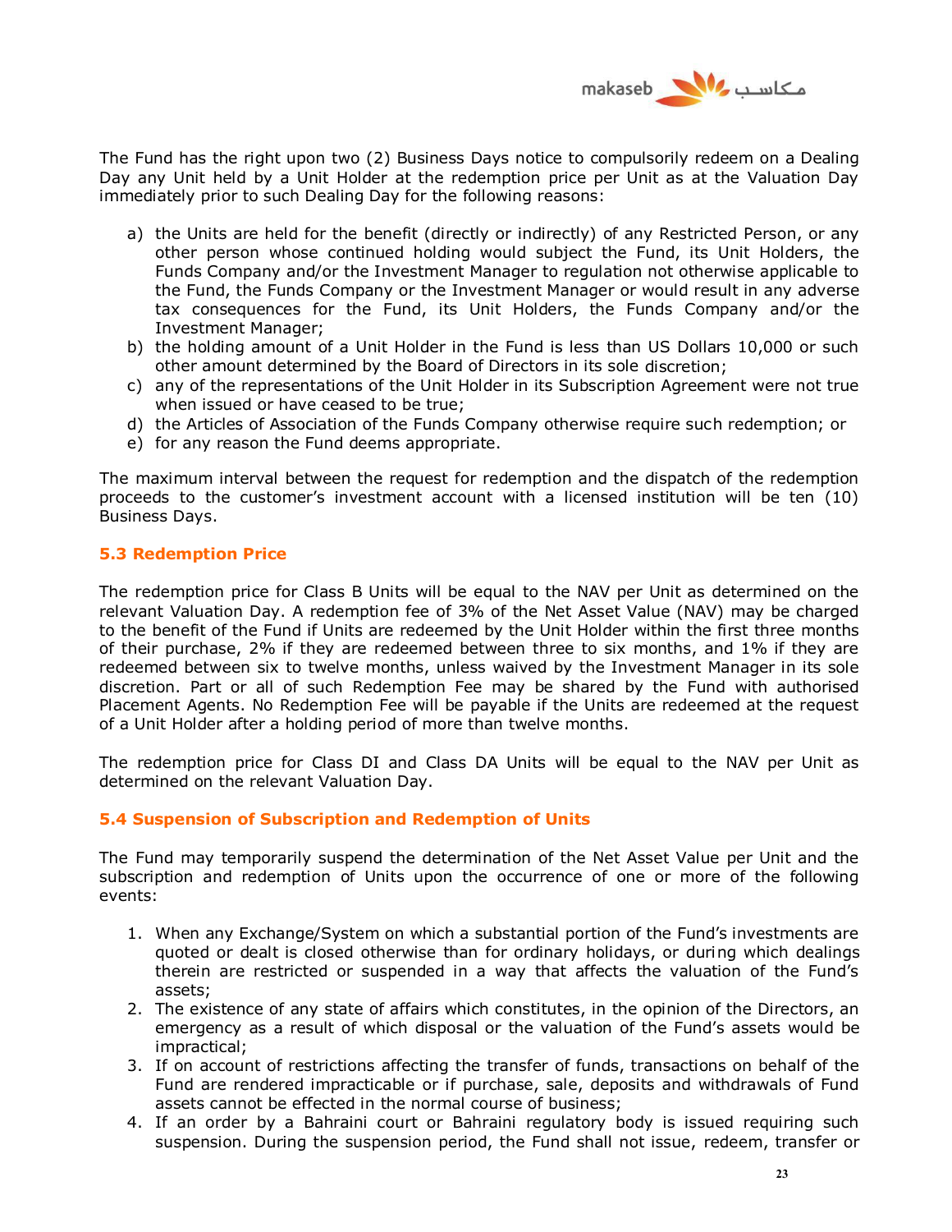The Fund has the right upon two (2) Business Days notice to compulsorily redeem on a Dealing Day any Unit held by a Unit Holder at the redemption price per Unit as at the Valuation Day immediately prior to such Dealing Day for the following reasons:

a) the Units are held for the benefit (directly or indirectly) of any Restricted Person, or any other person whose continued holding would subject the Fund, its Unit Holders, the Funds Company and/or the Investment Manager to regulation not otherwise applicable to the Fund, the Funds Company or the Investment Manager or would result in any adverse tax consequences for the Fund, its Unit Holders, the Funds Company and/or the Investment Manager;
b) the holding amount of a Unit Holder in the Fund is less than US Dollars 10,000 or such other amount determined by the Board of Directors in its sole discretion;
c) any of the representations of the Unit Holder in its Subscription Agreement were not true when issued or have ceased to be true;
d) the Articles of Association of the Funds Company otherwise require such redemption; or
e) for any reason the Fund deems appropriate.

The maximum interval between the request for redemption and the dispatch of the redemption proceeds to the customer's investment account with a licensed institution will be ten (10) Business Days.

### 5.3 Redemption Price

The redemption price for Class B Units will be equal to the NAV per Unit as determined on the relevant Valuation Day. A redemption fee of 3% of the Net Asset Value (NAV) may be charged to the benefit of the Fund if Units are redeemed by the Unit Holder within the first three months of their purchase, 2% if they are redeemed between three to six months, and 1% if they are redeemed between six to twelve months, unless waived by the Investment Manager in its sole discretion. Part or all of such Redemption Fee may be shared by the Fund with authorised Placement Agents. No Redemption Fee will be payable if the Units are redeemed at the request of a Unit Holder after a holding period of more than twelve months.

The redemption price for Class DI and Class DA Units will be equal to the NAV per Unit as determined on the relevant Valuation Day.

### 5.4 Suspension of Subscription and Redemption of Units

The Fund may temporarily suspend the determination of the Net Asset Value per Unit and the subscription and redemption of Units upon the occurrence of one or more of the following events:

1. When any Exchange/System on which a substantial portion of the Fund's investments are quoted or dealt is closed otherwise than for ordinary holidays, or during which dealings therein are restricted or suspended in a way that affects the valuation of the Fund's assets;
2. The existence of any state of affairs which constitutes, in the opinion of the Directors, an emergency as a result of which disposal or the valuation of the Fund's assets would be impractical;
3. If on account of restrictions affecting the transfer of funds, transactions on behalf of the Fund are rendered impracticable or if purchase, sale, deposits and withdrawals of Fund assets cannot be effected in the normal course of business;
4. If an order by a Bahraini court or Bahraini regulatory body is issued requiring such suspension. During the suspension period, the Fund shall not issue, redeem, transfer or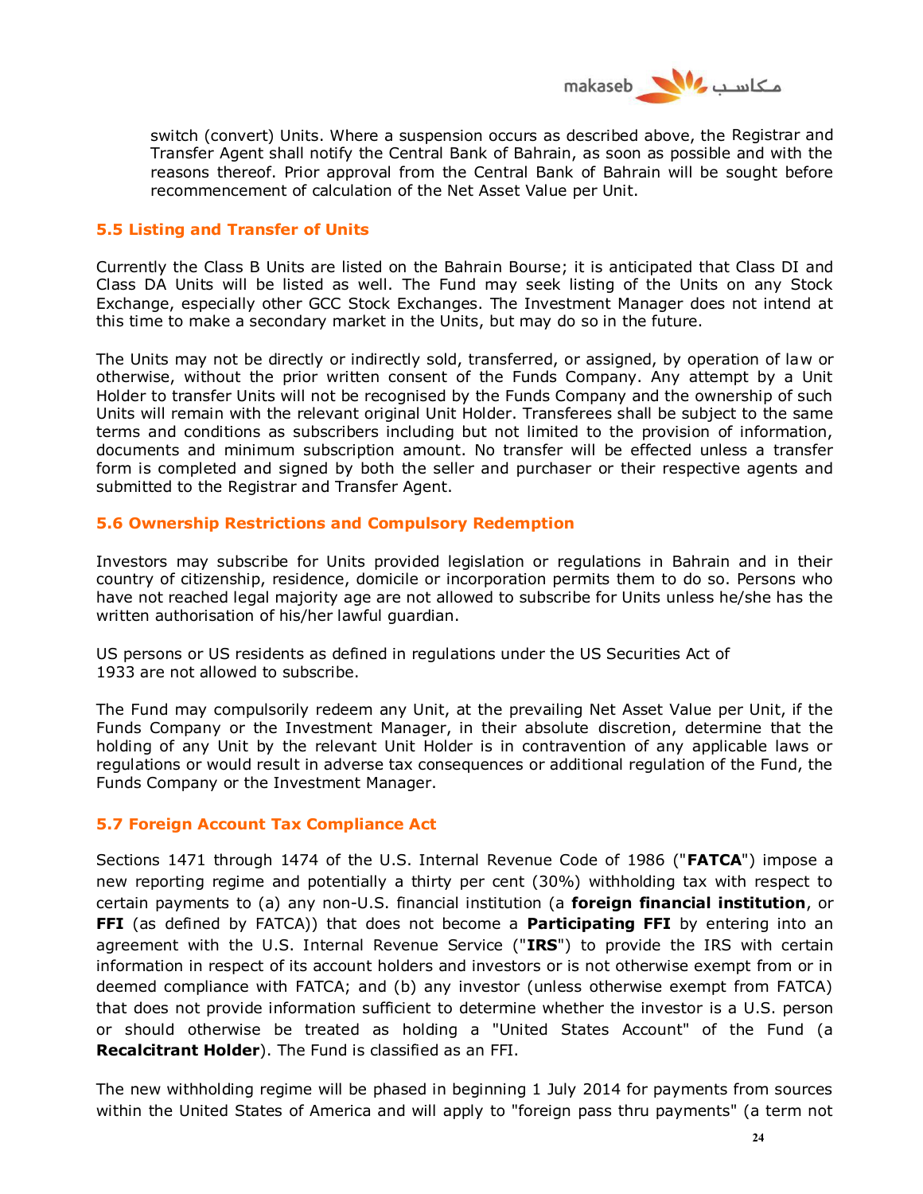switch (convert) Units. Where a suspension occurs as described above, the Registrar and Transfer Agent shall notify the Central Bank of Bahrain, as soon as possible and with the reasons thereof. Prior approval from the Central Bank of Bahrain will be sought before recommencement of calculation of the Net Asset Value per Unit.

### 5.5 Listing and Transfer of Units

Currently the Class B Units are listed on the Bahrain Bourse; it is anticipated that Class DI and Class DA Units will be listed as well. The Fund may seek listing of the Units on any Stock Exchange, especially other GCC Stock Exchanges. The Investment Manager does not intend at this time to make a secondary market in the Units, but may do so in the future.

The Units may not be directly or indirectly sold, transferred, or assigned, by operation of law or otherwise, without the prior written consent of the Funds Company. Any attempt by a Unit Holder to transfer Units will not be recognised by the Funds Company and the ownership of such Units will remain with the relevant original Unit Holder. Transferees shall be subject to the same terms and conditions as subscribers including but not limited to the provision of information, documents and minimum subscription amount. No transfer will be effected unless a transfer form is completed and signed by both the seller and purchaser or their respective agents and submitted to the Registrar and Transfer Agent.

### 5.6 Ownership Restrictions and Compulsory Redemption

Investors may subscribe for Units provided legislation or regulations in Bahrain and in their country of citizenship, residence, domicile or incorporation permits them to do so. Persons who have not reached legal majority age are not allowed to subscribe for Units unless he/she has the written authorisation of his/her lawful guardian.

US persons or US residents as defined in regulations under the US Securities Act of 1933 are not allowed to subscribe.

The Fund may compulsorily redeem any Unit, at the prevailing Net Asset Value per Unit, if the Funds Company or the Investment Manager, in their absolute discretion, determine that the holding of any Unit by the relevant Unit Holder is in contravention of any applicable laws or regulations or would result in adverse tax consequences or additional regulation of the Fund, the Funds Company or the Investment Manager.

### 5.7 Foreign Account Tax Compliance Act

Sections 1471 through 1474 of the U.S. Internal Revenue Code of 1986 ("**FATCA**") impose a new reporting regime and potentially a thirty per cent (30%) withholding tax with respect to certain payments to (a) any non-U.S. financial institution (a **foreign financial institution**, or **FFI** (as defined by FATCA)) that does not become a **Participating FFI** by entering into an agreement with the U.S. Internal Revenue Service ("**IRS**") to provide the IRS with certain information in respect of its account holders and investors or is not otherwise exempt from or in deemed compliance with FATCA; and (b) any investor (unless otherwise exempt from FATCA) that does not provide information sufficient to determine whether the investor is a U.S. person or should otherwise be treated as holding a "United States Account" of the Fund (a **Recalcitrant Holder**). The Fund is classified as an FFI.

The new withholding regime will be phased in beginning 1 July 2014 for payments from sources within the United States of America and will apply to "foreign pass thru payments" (a term not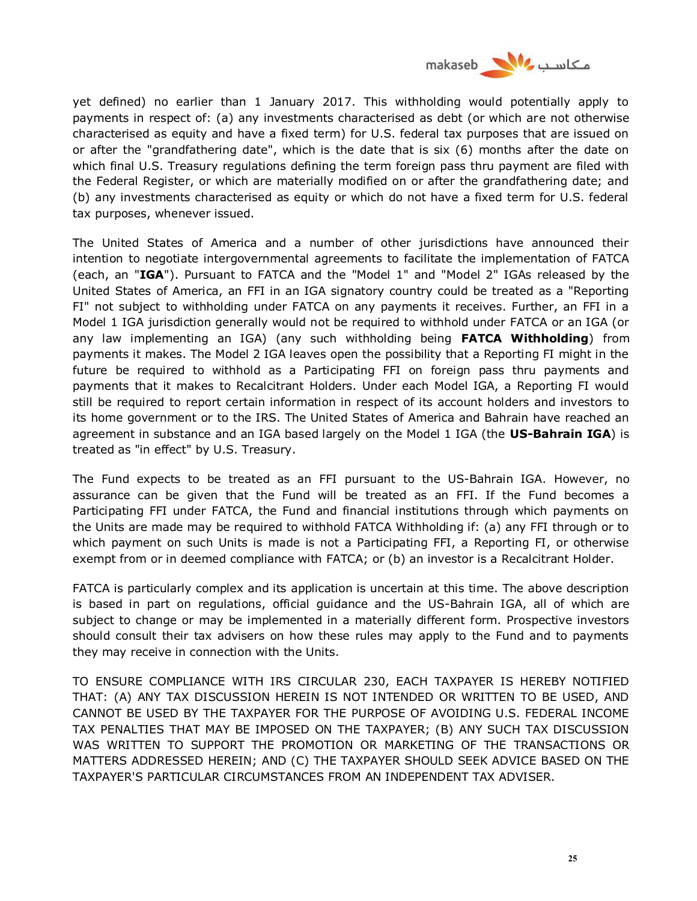yet defined) no earlier than 1 January 2017. This withholding would potentially apply to payments in respect of: (a) any investments characterised as debt (or which are not otherwise characterised as equity and have a fixed term) for U.S. federal tax purposes that are issued on or after the "grandfathering date", which is the date that is six (6) months after the date on which final U.S. Treasury regulations defining the term foreign pass thru payment are filed with the Federal Register, or which are materially modified on or after the grandfathering date; and (b) any investments characterised as equity or which do not have a fixed term for U.S. federal tax purposes, whenever issued.

The United States of America and a number of other jurisdictions have announced their intention to negotiate intergovernmental agreements to facilitate the implementation of FATCA (each, an "**IGA**"). Pursuant to FATCA and the "Model 1" and "Model 2" IGAs released by the United States of America, an FFI in an IGA signatory country could be treated as a "Reporting FI" not subject to withholding under FATCA on any payments it receives. Further, an FFI in a Model 1 IGA jurisdiction generally would not be required to withhold under FATCA or an IGA (or any law implementing an IGA) (any such withholding being **FATCA Withholding**) from payments it makes. The Model 2 IGA leaves open the possibility that a Reporting FI might in the future be required to withhold as a Participating FFI on foreign pass thru payments and payments that it makes to Recalcitrant Holders. Under each Model IGA, a Reporting FI would still be required to report certain information in respect of its account holders and investors to its home government or to the IRS. The United States of America and Bahrain have reached an agreement in substance and an IGA based largely on the Model 1 IGA (the **US-Bahrain IGA**) is treated as "in effect" by U.S. Treasury.

The Fund expects to be treated as an FFI pursuant to the US-Bahrain IGA. However, no assurance can be given that the Fund will be treated as an FFI. If the Fund becomes a Participating FFI under FATCA, the Fund and financial institutions through which payments on the Units are made may be required to withhold FATCA Withholding if: (a) any FFI through or to which payment on such Units is made is not a Participating FFI, a Reporting FI, or otherwise exempt from or in deemed compliance with FATCA; or (b) an investor is a Recalcitrant Holder.

FATCA is particularly complex and its application is uncertain at this time. The above description is based in part on regulations, official guidance and the US-Bahrain IGA, all of which are subject to change or may be implemented in a materially different form. Prospective investors should consult their tax advisers on how these rules may apply to the Fund and to payments they may receive in connection with the Units.

TO ENSURE COMPLIANCE WITH IRS CIRCULAR 230, EACH TAXPAYER IS HEREBY NOTIFIED THAT: (A) ANY TAX DISCUSSION HEREIN IS NOT INTENDED OR WRITTEN TO BE USED, AND CANNOT BE USED BY THE TAXPAYER FOR THE PURPOSE OF AVOIDING U.S. FEDERAL INCOME TAX PENALTIES THAT MAY BE IMPOSED ON THE TAXPAYER; (B) ANY SUCH TAX DISCUSSION WAS WRITTEN TO SUPPORT THE PROMOTION OR MARKETING OF THE TRANSACTIONS OR MATTERS ADDRESSED HEREIN; AND (C) THE TAXPAYER SHOULD SEEK ADVICE BASED ON THE TAXPAYER'S PARTICULAR CIRCUMSTANCES FROM AN INDEPENDENT TAX ADVISER.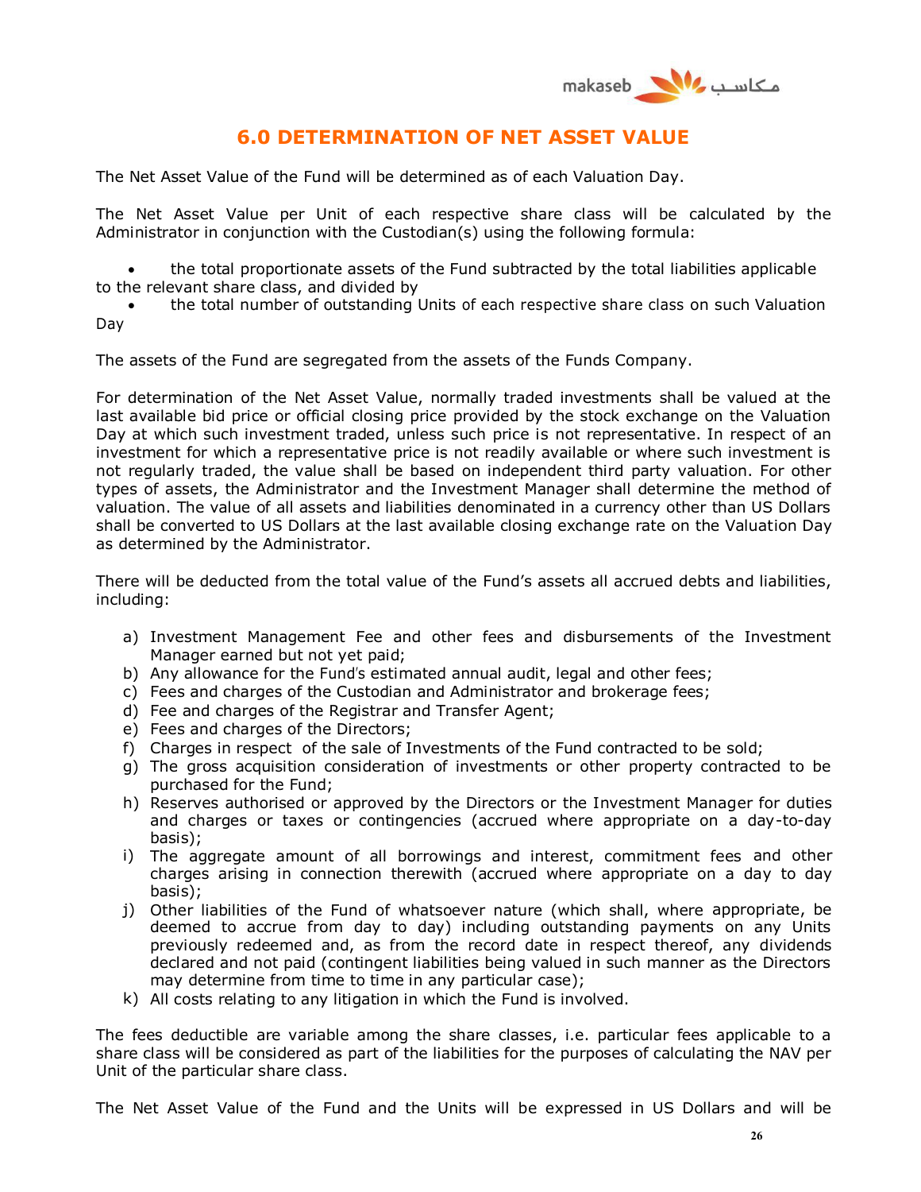# 6.0 DETERMINATION OF NET ASSET VALUE

The Net Asset Value of the Fund will be determined as of each Valuation Day.

The Net Asset Value per Unit of each respective share class will be calculated by the Administrator in conjunction with the Custodian(s) using the following formula:

- the total proportionate assets of the Fund subtracted by the total liabilities applicable to the relevant share class, and divided by
- the total number of outstanding Units of each respective share class on such Valuation Day

The assets of the Fund are segregated from the assets of the Funds Company.

For determination of the Net Asset Value, normally traded investments shall be valued at the last available bid price or official closing price provided by the stock exchange on the Valuation Day at which such investment traded, unless such price is not representative. In respect of an investment for which a representative price is not readily available or where such investment is not regularly traded, the value shall be based on independent third party valuation. For other types of assets, the Administrator and the Investment Manager shall determine the method of valuation. The value of all assets and liabilities denominated in a currency other than US Dollars shall be converted to US Dollars at the last available closing exchange rate on the Valuation Day as determined by the Administrator.

There will be deducted from the total value of the Fund's assets all accrued debts and liabilities, including:

a) Investment Management Fee and other fees and disbursements of the Investment Manager earned but not yet paid;
b) Any allowance for the Fund's estimated annual audit, legal and other fees;
c) Fees and charges of the Custodian and Administrator and brokerage fees;
d) Fee and charges of the Registrar and Transfer Agent;
e) Fees and charges of the Directors;
f) Charges in respect of the sale of Investments of the Fund contracted to be sold;
g) The gross acquisition consideration of investments or other property contracted to be purchased for the Fund;
h) Reserves authorised or approved by the Directors or the Investment Manager for duties and charges or taxes or contingencies (accrued where appropriate on a day-to-day basis);
i) The aggregate amount of all borrowings and interest, commitment fees and other charges arising in connection therewith (accrued where appropriate on a day to day basis);
j) Other liabilities of the Fund of whatsoever nature (which shall, where appropriate, be deemed to accrue from day to day) including outstanding payments on any Units previously redeemed and, as from the record date in respect thereof, any dividends declared and not paid (contingent liabilities being valued in such manner as the Directors may determine from time to time in any particular case);
k) All costs relating to any litigation in which the Fund is involved.

The fees deductible are variable among the share classes, i.e. particular fees applicable to a share class will be considered as part of the liabilities for the purposes of calculating the NAV per Unit of the particular share class.

The Net Asset Value of the Fund and the Units will be expressed in US Dollars and will be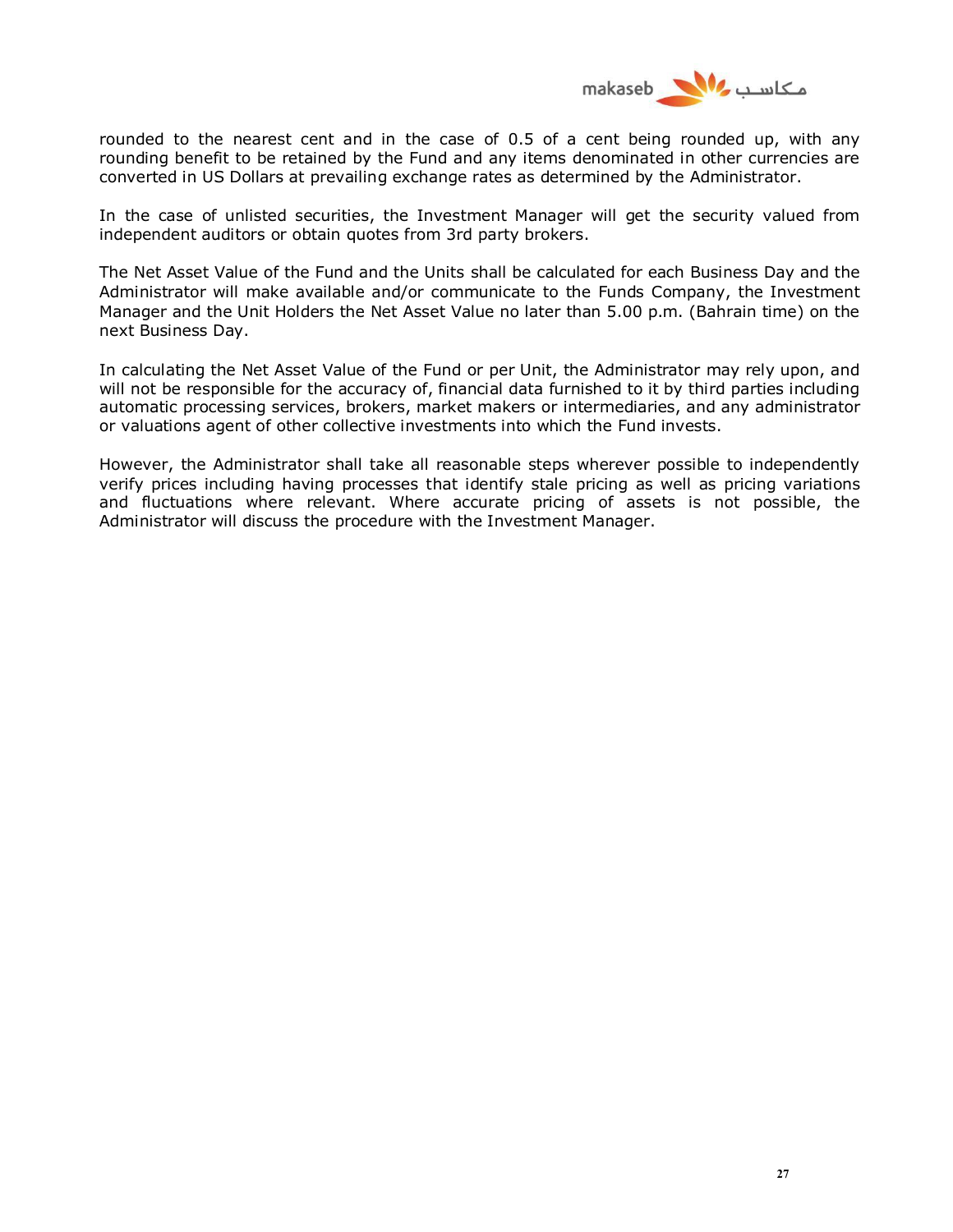rounded to the nearest cent and in the case of 0.5 of a cent being rounded up, with any rounding benefit to be retained by the Fund and any items denominated in other currencies are converted in US Dollars at prevailing exchange rates as determined by the Administrator.

In the case of unlisted securities, the Investment Manager will get the security valued from independent auditors or obtain quotes from 3rd party brokers.

The Net Asset Value of the Fund and the Units shall be calculated for each Business Day and the Administrator will make available and/or communicate to the Funds Company, the Investment Manager and the Unit Holders the Net Asset Value no later than 5.00 p.m. (Bahrain time) on the next Business Day.

In calculating the Net Asset Value of the Fund or per Unit, the Administrator may rely upon, and will not be responsible for the accuracy of, financial data furnished to it by third parties including automatic processing services, brokers, market makers or intermediaries, and any administrator or valuations agent of other collective investments into which the Fund invests.

However, the Administrator shall take all reasonable steps wherever possible to independently verify prices including having processes that identify stale pricing as well as pricing variations and fluctuations where relevant. Where accurate pricing of assets is not possible, the Administrator will discuss the procedure with the Investment Manager.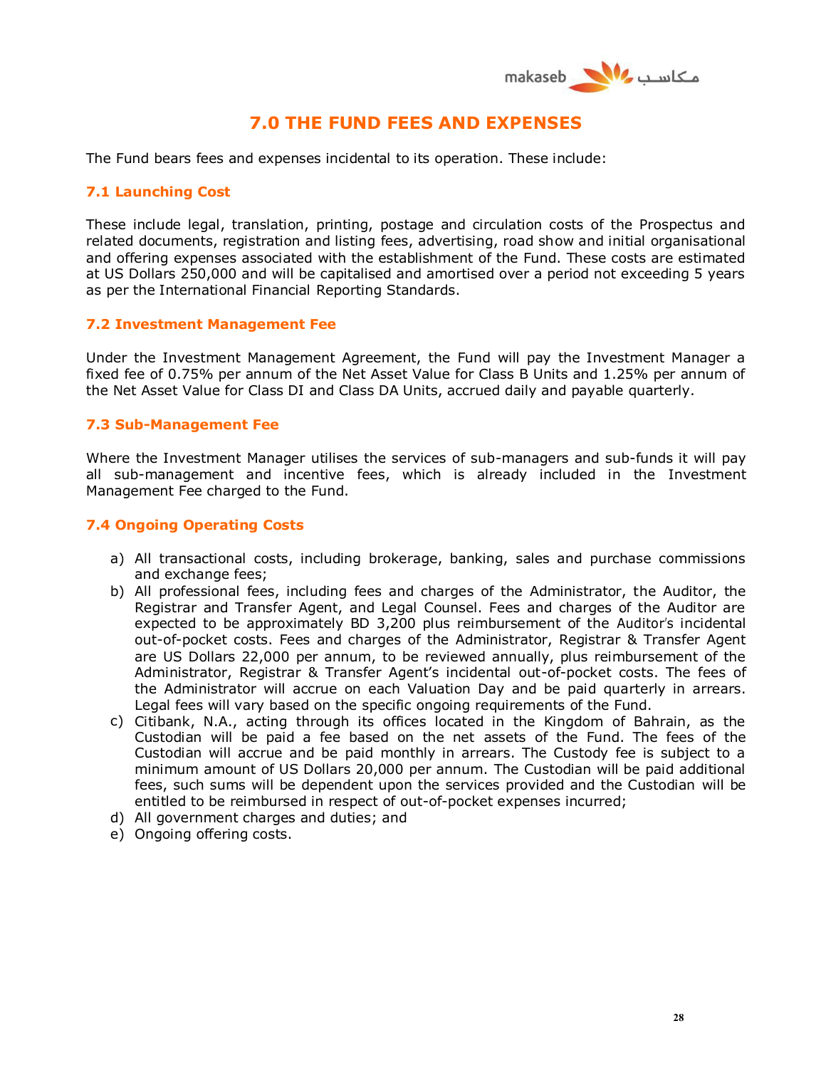# 7.0 THE FUND FEES AND EXPENSES

The Fund bears fees and expenses incidental to its operation. These include:

## 7.1 Launching Cost

These include legal, translation, printing, postage and circulation costs of the Prospectus and related documents, registration and listing fees, advertising, road show and initial organisational and offering expenses associated with the establishment of the Fund. These costs are estimated at US Dollars 250,000 and will be capitalised and amortised over a period not exceeding 5 years as per the International Financial Reporting Standards.

## 7.2 Investment Management Fee

Under the Investment Management Agreement, the Fund will pay the Investment Manager a fixed fee of 0.75% per annum of the Net Asset Value for Class B Units and 1.25% per annum of the Net Asset Value for Class DI and Class DA Units, accrued daily and payable quarterly.

## 7.3 Sub-Management Fee

Where the Investment Manager utilises the services of sub-managers and sub-funds it will pay all sub-management and incentive fees, which is already included in the Investment Management Fee charged to the Fund.

## 7.4 Ongoing Operating Costs

a) All transactional costs, including brokerage, banking, sales and purchase commissions and exchange fees;
b) All professional fees, including fees and charges of the Administrator, the Auditor, the Registrar and Transfer Agent, and Legal Counsel. Fees and charges of the Auditor are expected to be approximately BD 3,200 plus reimbursement of the Auditor's incidental out-of-pocket costs. Fees and charges of the Administrator, Registrar & Transfer Agent are US Dollars 22,000 per annum, to be reviewed annually, plus reimbursement of the Administrator, Registrar & Transfer Agent's incidental out-of-pocket costs. The fees of the Administrator will accrue on each Valuation Day and be paid quarterly in arrears. Legal fees will vary based on the specific ongoing requirements of the Fund.
c) Citibank, N.A., acting through its offices located in the Kingdom of Bahrain, as the Custodian will be paid a fee based on the net assets of the Fund. The fees of the Custodian will accrue and be paid monthly in arrears. The Custody fee is subject to a minimum amount of US Dollars 20,000 per annum. The Custodian will be paid additional fees, such sums will be dependent upon the services provided and the Custodian will be entitled to be reimbursed in respect of out-of-pocket expenses incurred;
d) All government charges and duties; and
e) Ongoing offering costs.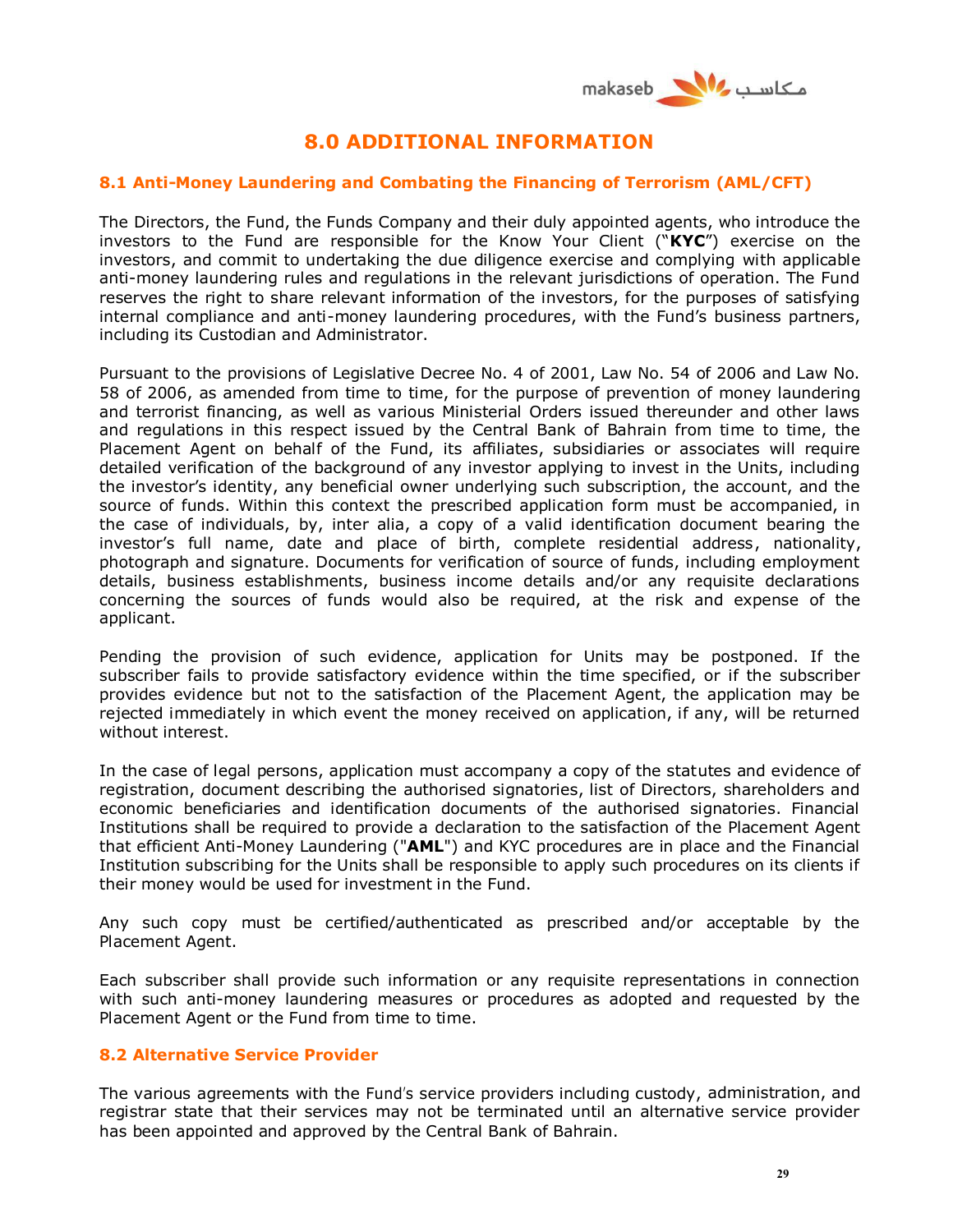# 8.0 ADDITIONAL INFORMATION

## 8.1 Anti-Money Laundering and Combating the Financing of Terrorism (AML/CFT)

The Directors, the Fund, the Funds Company and their duly appointed agents, who introduce the investors to the Fund are responsible for the Know Your Client ("**KYC**") exercise on the investors, and commit to undertaking the due diligence exercise and complying with applicable anti-money laundering rules and regulations in the relevant jurisdictions of operation. The Fund reserves the right to share relevant information of the investors, for the purposes of satisfying internal compliance and anti-money laundering procedures, with the Fund's business partners, including its Custodian and Administrator.

Pursuant to the provisions of Legislative Decree No. 4 of 2001, Law No. 54 of 2006 and Law No. 58 of 2006, as amended from time to time, for the purpose of prevention of money laundering and terrorist financing, as well as various Ministerial Orders issued thereunder and other laws and regulations in this respect issued by the Central Bank of Bahrain from time to time, the Placement Agent on behalf of the Fund, its affiliates, subsidiaries or associates will require detailed verification of the background of any investor applying to invest in the Units, including the investor's identity, any beneficial owner underlying such subscription, the account, and the source of funds. Within this context the prescribed application form must be accompanied, in the case of individuals, by, inter alia, a copy of a valid identification document bearing the investor's full name, date and place of birth, complete residential address, nationality, photograph and signature. Documents for verification of source of funds, including employment details, business establishments, business income details and/or any requisite declarations concerning the sources of funds would also be required, at the risk and expense of the applicant.

Pending the provision of such evidence, application for Units may be postponed. If the subscriber fails to provide satisfactory evidence within the time specified, or if the subscriber provides evidence but not to the satisfaction of the Placement Agent, the application may be rejected immediately in which event the money received on application, if any, will be returned without interest.

In the case of legal persons, application must accompany a copy of the statutes and evidence of registration, document describing the authorised signatories, list of Directors, shareholders and economic beneficiaries and identification documents of the authorised signatories. Financial Institutions shall be required to provide a declaration to the satisfaction of the Placement Agent that efficient Anti-Money Laundering ("**AML**") and KYC procedures are in place and the Financial Institution subscribing for the Units shall be responsible to apply such procedures on its clients if their money would be used for investment in the Fund.

Any such copy must be certified/authenticated as prescribed and/or acceptable by the Placement Agent.

Each subscriber shall provide such information or any requisite representations in connection with such anti-money laundering measures or procedures as adopted and requested by the Placement Agent or the Fund from time to time.

## 8.2 Alternative Service Provider

The various agreements with the Fund's service providers including custody, administration, and registrar state that their services may not be terminated until an alternative service provider has been appointed and approved by the Central Bank of Bahrain.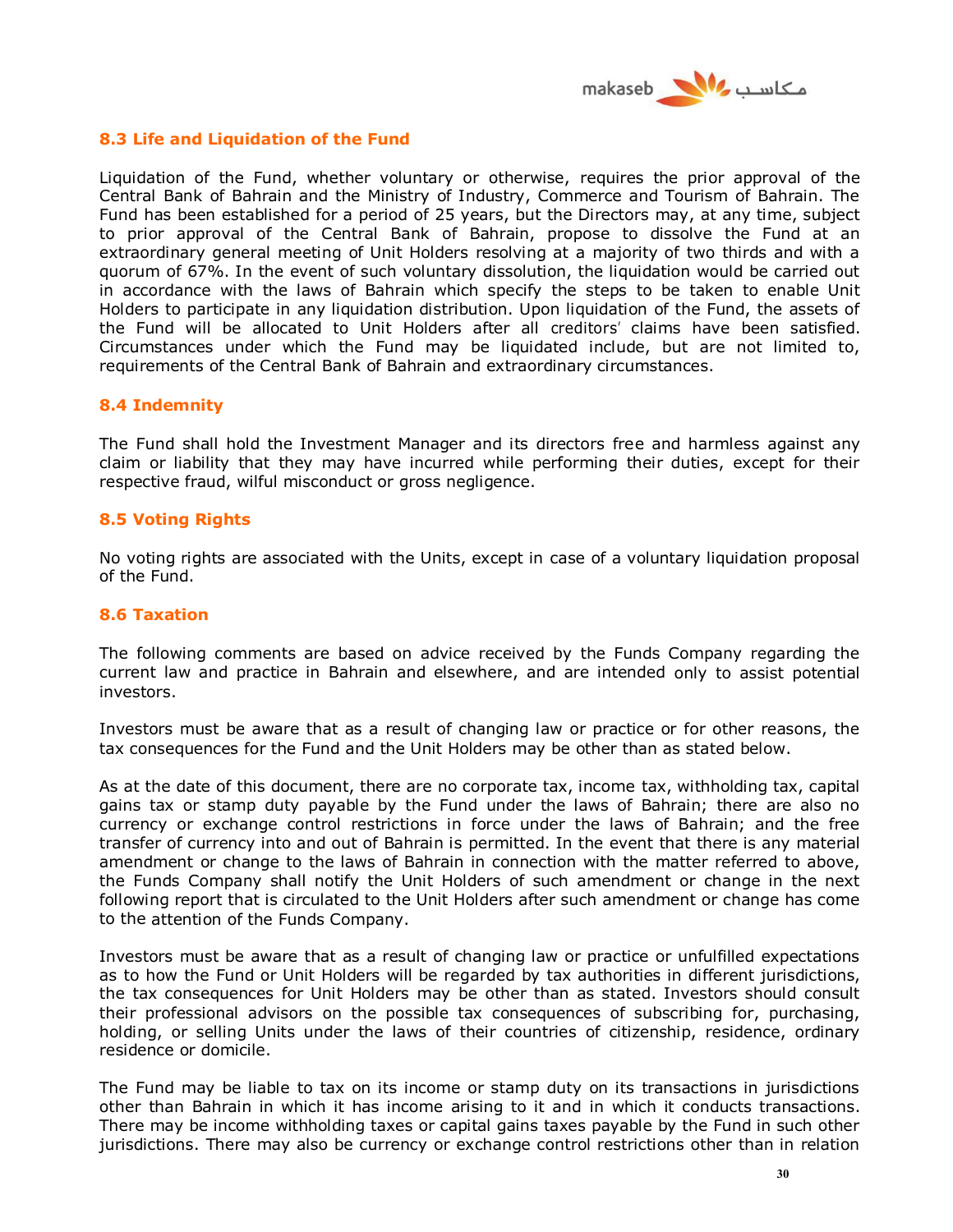### 8.3 Life and Liquidation of the Fund

Liquidation of the Fund, whether voluntary or otherwise, requires the prior approval of the Central Bank of Bahrain and the Ministry of Industry, Commerce and Tourism of Bahrain. The Fund has been established for a period of 25 years, but the Directors may, at any time, subject to prior approval of the Central Bank of Bahrain, propose to dissolve the Fund at an extraordinary general meeting of Unit Holders resolving at a majority of two thirds and with a quorum of 67%. In the event of such voluntary dissolution, the liquidation would be carried out in accordance with the laws of Bahrain which specify the steps to be taken to enable Unit Holders to participate in any liquidation distribution. Upon liquidation of the Fund, the assets of the Fund will be allocated to Unit Holders after all creditors' claims have been satisfied. Circumstances under which the Fund may be liquidated include, but are not limited to, requirements of the Central Bank of Bahrain and extraordinary circumstances.

### 8.4 Indemnity

The Fund shall hold the Investment Manager and its directors free and harmless against any claim or liability that they may have incurred while performing their duties, except for their respective fraud, wilful misconduct or gross negligence.

### 8.5 Voting Rights

No voting rights are associated with the Units, except in case of a voluntary liquidation proposal of the Fund.

### 8.6 Taxation

The following comments are based on advice received by the Funds Company regarding the current law and practice in Bahrain and elsewhere, and are intended only to assist potential investors.

Investors must be aware that as a result of changing law or practice or for other reasons, the tax consequences for the Fund and the Unit Holders may be other than as stated below.

As at the date of this document, there are no corporate tax, income tax, withholding tax, capital gains tax or stamp duty payable by the Fund under the laws of Bahrain; there are also no currency or exchange control restrictions in force under the laws of Bahrain; and the free transfer of currency into and out of Bahrain is permitted. In the event that there is any material amendment or change to the laws of Bahrain in connection with the matter referred to above, the Funds Company shall notify the Unit Holders of such amendment or change in the next following report that is circulated to the Unit Holders after such amendment or change has come to the attention of the Funds Company.

Investors must be aware that as a result of changing law or practice or unfulfilled expectations as to how the Fund or Unit Holders will be regarded by tax authorities in different jurisdictions, the tax consequences for Unit Holders may be other than as stated. Investors should consult their professional advisors on the possible tax consequences of subscribing for, purchasing, holding, or selling Units under the laws of their countries of citizenship, residence, ordinary residence or domicile.

The Fund may be liable to tax on its income or stamp duty on its transactions in jurisdictions other than Bahrain in which it has income arising to it and in which it conducts transactions. There may be income withholding taxes or capital gains taxes payable by the Fund in such other jurisdictions. There may also be currency or exchange control restrictions other than in relation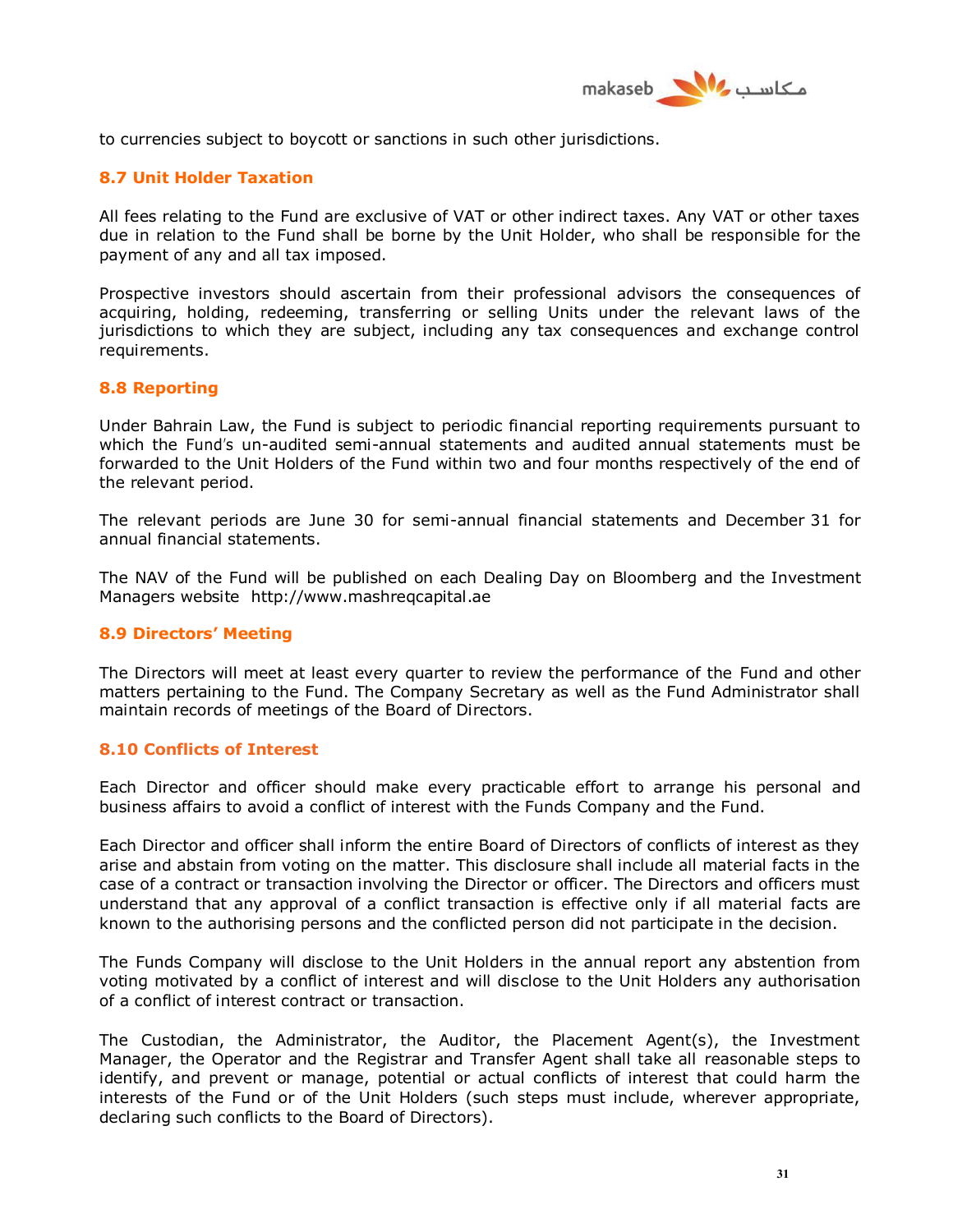to currencies subject to boycott or sanctions in such other jurisdictions.

### 8.7 Unit Holder Taxation

All fees relating to the Fund are exclusive of VAT or other indirect taxes. Any VAT or other taxes due in relation to the Fund shall be borne by the Unit Holder, who shall be responsible for the payment of any and all tax imposed.

Prospective investors should ascertain from their professional advisors the consequences of acquiring, holding, redeeming, transferring or selling Units under the relevant laws of the jurisdictions to which they are subject, including any tax consequences and exchange control requirements.

### 8.8 Reporting

Under Bahrain Law, the Fund is subject to periodic financial reporting requirements pursuant to which the Fund's un-audited semi-annual statements and audited annual statements must be forwarded to the Unit Holders of the Fund within two and four months respectively of the end of the relevant period.

The relevant periods are June 30 for semi-annual financial statements and December 31 for annual financial statements.

The NAV of the Fund will be published on each Dealing Day on Bloomberg and the Investment Managers website http://www.mashreqcapital.ae

### 8.9 Directors' Meeting

The Directors will meet at least every quarter to review the performance of the Fund and other matters pertaining to the Fund. The Company Secretary as well as the Fund Administrator shall maintain records of meetings of the Board of Directors.

### 8.10 Conflicts of Interest

Each Director and officer should make every practicable effort to arrange his personal and business affairs to avoid a conflict of interest with the Funds Company and the Fund.

Each Director and officer shall inform the entire Board of Directors of conflicts of interest as they arise and abstain from voting on the matter. This disclosure shall include all material facts in the case of a contract or transaction involving the Director or officer. The Directors and officers must understand that any approval of a conflict transaction is effective only if all material facts are known to the authorising persons and the conflicted person did not participate in the decision.

The Funds Company will disclose to the Unit Holders in the annual report any abstention from voting motivated by a conflict of interest and will disclose to the Unit Holders any authorisation of a conflict of interest contract or transaction.

The Custodian, the Administrator, the Auditor, the Placement Agent(s), the Investment Manager, the Operator and the Registrar and Transfer Agent shall take all reasonable steps to identify, and prevent or manage, potential or actual conflicts of interest that could harm the interests of the Fund or of the Unit Holders (such steps must include, wherever appropriate, declaring such conflicts to the Board of Directors).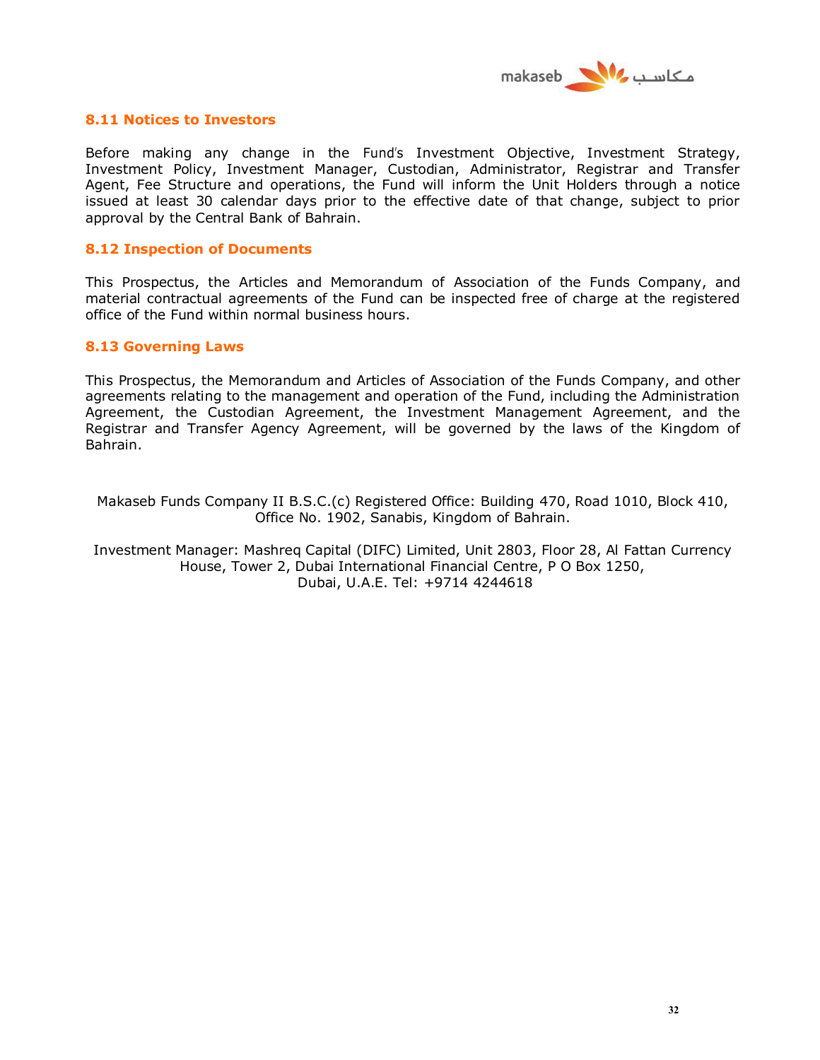### 8.11 Notices to Investors

Before making any change in the Fund's Investment Objective, Investment Strategy, Investment Policy, Investment Manager, Custodian, Administrator, Registrar and Transfer Agent, Fee Structure and operations, the Fund will inform the Unit Holders through a notice issued at least 30 calendar days prior to the effective date of that change, subject to prior approval by the Central Bank of Bahrain.

### 8.12 Inspection of Documents

This Prospectus, the Articles and Memorandum of Association of the Funds Company, and material contractual agreements of the Fund can be inspected free of charge at the registered office of the Fund within normal business hours.

### 8.13 Governing Laws

This Prospectus, the Memorandum and Articles of Association of the Funds Company, and other agreements relating to the management and operation of the Fund, including the Administration Agreement, the Custodian Agreement, the Investment Management Agreement, and the Registrar and Transfer Agency Agreement, will be governed by the laws of the Kingdom of Bahrain.

Makaseb Funds Company II B.S.C.(c) Registered Office: Building 470, Road 1010, Block 410, Office No. 1902, Sanabis, Kingdom of Bahrain.

Investment Manager: Mashreq Capital (DIFC) Limited, Unit 2803, Floor 28, Al Fattan Currency House, Tower 2, Dubai International Financial Centre, P O Box 1250, Dubai, U.A.E. Tel: +9714 4244618